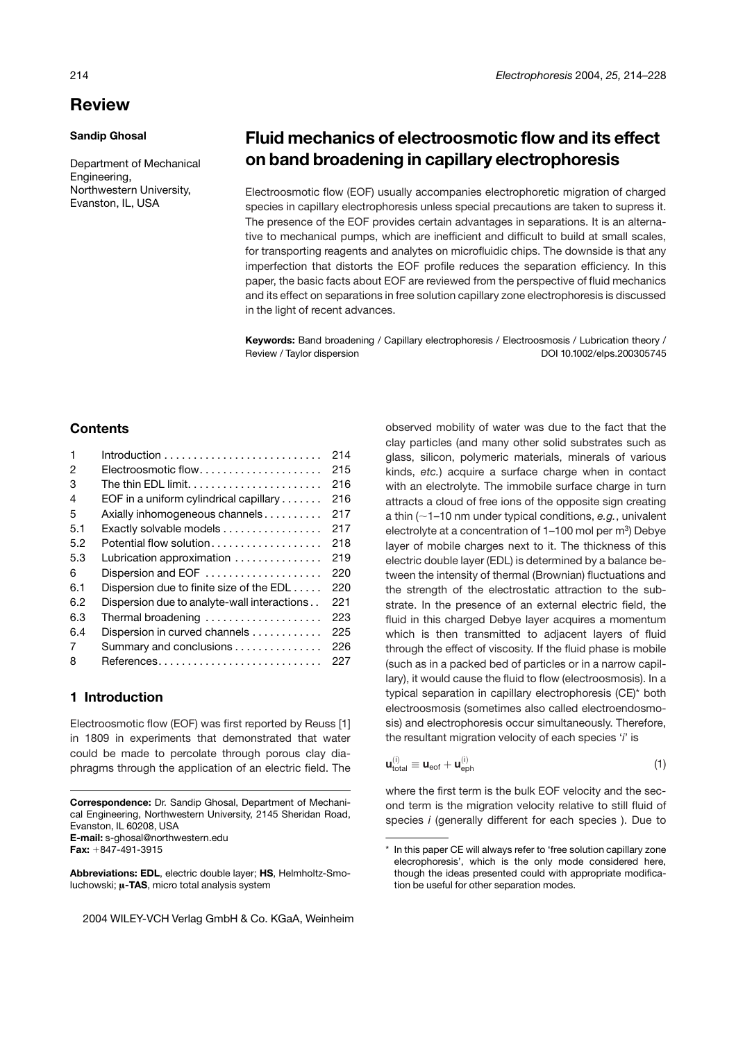# Review

**Sandip Ghosal**

Department of Mechanical Engineering,
Northwestern University,
Evanston, IL, USA

## Fluid mechanics of electroosmotic flow and its effect on band broadening in capillary electrophoresis

Electroosmotic flow (EOF) usually accompanies electrophoretic migration of charged species in capillary electrophoresis unless special precautions are taken to supress it. The presence of the EOF provides certain advantages in separations. It is an alternative to mechanical pumps, which are inefficient and difficult to build at small scales, for transporting reagents and analytes on microfluidic chips. The downside is that any imperfection that distorts the EOF profile reduces the separation efficiency. In this paper, the basic facts about EOF are reviewed from the perspective of fluid mechanics and its effect on separations in free solution capillary zone electrophoresis is discussed in the light of recent advances.

**Keywords:** Band broadening / Capillary electrophoresis / Electroosmosis / Lubrication theory / Review / Taylor dispersion

DOI 10.1002/elps.200305745

### Contents

| | | |
|---|---|---|
| 1 | Introduction | 214 |
| 2 | Electroosmotic flow | 215 |
| 3 | The thin EDL limit | 216 |
| 4 | EOF in a uniform cylindrical capillary | 216 |
| 5 | Axially inhomogeneous channels | 217 |
| 5.1 | Exactly solvable models | 217 |
| 5.2 | Potential flow solution | 218 |
| 5.3 | Lubrication approximation | 219 |
| 6 | Dispersion and EOF | 220 |
| 6.1 | Dispersion due to finite size of the EDL | 220 |
| 6.2 | Dispersion due to analyte-wall interactions | 221 |
| 6.3 | Thermal broadening | 223 |
| 6.4 | Dispersion in curved channels | 225 |
| 7 | Summary and conclusions | 226 |
| 8 | References | 227 |

## 1 Introduction

Electroosmotic flow (EOF) was first reported by Reuss [1] in 1809 in experiments that demonstrated that water could be made to percolate through porous clay diaphragms through the application of an electric field. The observed mobility of water was due to the fact that the clay particles (and many other solid substrates such as glass, silicon, polymeric materials, minerals of various kinds, *etc.*) acquire a surface charge when in contact with an electrolyte. The immobile surface charge in turn attracts a cloud of free ions of the opposite sign creating a thin (~1–10 nm under typical conditions, *e.g.*, univalent electrolyte at a concentration of 1–100 mol per $m^3$) Debye layer of mobile charges next to it. The thickness of this electric double layer (EDL) is determined by a balance between the intensity of thermal (Brownian) fluctuations and the strength of the electrostatic attraction to the substrate. In the presence of an external electric field, the fluid in this charged Debye layer acquires a momentum which is then transmitted to adjacent layers of fluid through the effect of viscosity. If the fluid phase is mobile (such as in a packed bed of particles or in a narrow capillary), it would cause the fluid to flow (electroosmosis). In a typical separation in capillary electrophoresis (CE)* both electroosmosis (sometimes also called electroendosmosis) and electrophoresis occur simultaneously. Therefore, the resultant migration velocity of each species '*i*' is

$$\mathbf{u}^{(i)}_{\text{total}} \equiv \mathbf{u}_{\text{eof}} + \mathbf{u}^{(i)}_{\text{eph}} \tag{1}$$

where the first term is the bulk EOF velocity and the second term is the migration velocity relative to still fluid of species *i* (generally different for each species ). Due to

**Correspondence:** Dr. Sandip Ghosal, Department of Mechanical Engineering, Northwestern University, 2145 Sheridan Road, Evanston, IL 60208, USA
**E-mail:** s-ghosal@northwestern.edu
**Fax:** +847-491-3915

**Abbreviations: EDL**, electric double layer; **HS**, Helmholtz-Smoluchowski; **μ-TAS**, micro total analysis system

\* In this paper CE will always refer to 'free solution capillary zone elecrophoresis', which is the only mode considered here, though the ideas presented could with appropriate modification be useful for other separation modes.

2004 WILEY-VCH Verlag GmbH & Co. KGaA, Weinheim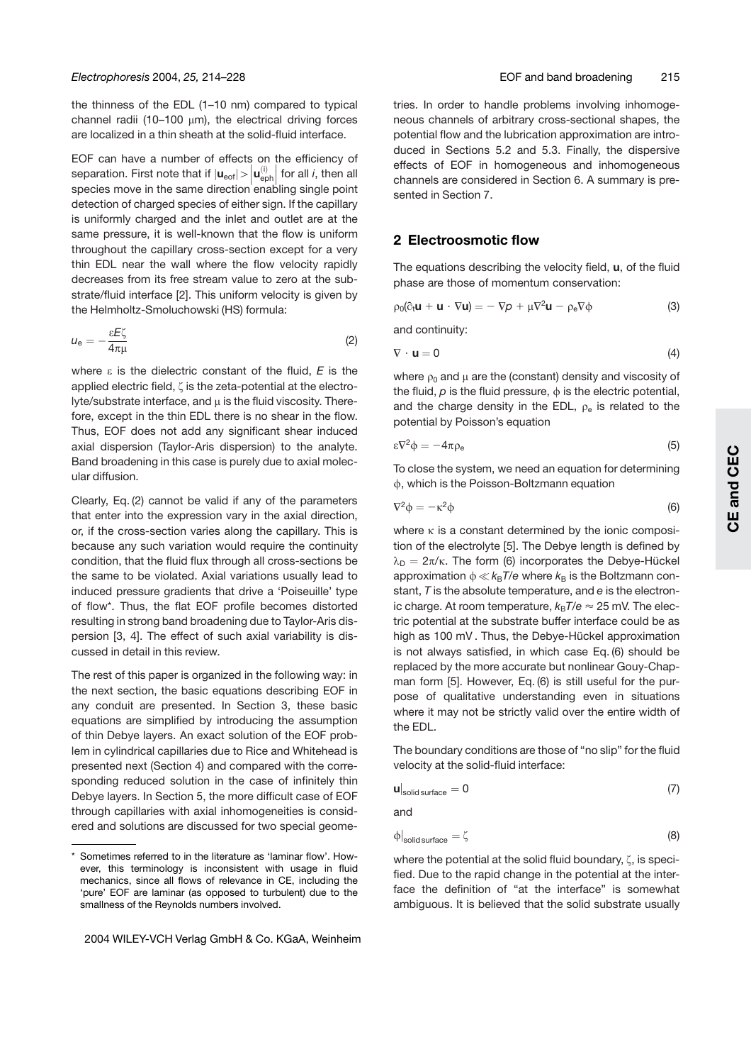the thinness of the EDL (1–10 nm) compared to typical channel radii (10–100 μm), the electrical driving forces are localized in a thin sheath at the solid-fluid interface.

EOF can have a number of effects on the efficiency of separation. First note that if $|\mathbf{u}_{eof}| > \left|\mathbf{u}_{eph}^{(i)}\right|$ for all $i$, then all species move in the same direction enabling single point detection of charged species of either sign. If the capillary is uniformly charged and the inlet and outlet are at the same pressure, it is well-known that the flow is uniform throughout the capillary cross-section except for a very thin EDL near the wall where the flow velocity rapidly decreases from its free stream value to zero at the substrate/fluid interface [2]. This uniform velocity is given by the Helmholtz-Smoluchowski (HS) formula:

$$u_e = -\frac{\varepsilon E \zeta}{4\pi\mu} \tag{2}$$

where $\varepsilon$ is the dielectric constant of the fluid, $E$ is the applied electric field, $\zeta$ is the zeta-potential at the electrolyte/substrate interface, and $\mu$ is the fluid viscosity. Therefore, except in the thin EDL there is no shear in the flow. Thus, EOF does not add any significant shear induced axial dispersion (Taylor-Aris dispersion) to the analyte. Band broadening in this case is purely due to axial molecular diffusion.

Clearly, Eq. (2) cannot be valid if any of the parameters that enter into the expression vary in the axial direction, or, if the cross-section varies along the capillary. This is because any such variation would require the continuity condition, that the fluid flux through all cross-sections be the same to be violated. Axial variations usually lead to induced pressure gradients that drive a 'Poiseuille' type of flow*. Thus, the flat EOF profile becomes distorted resulting in strong band broadening due to Taylor-Aris dispersion [3, 4]. The effect of such axial variability is discussed in detail in this review.

The rest of this paper is organized in the following way: in the next section, the basic equations describing EOF in any conduit are presented. In Section 3, these basic equations are simplified by introducing the assumption of thin Debye layers. An exact solution of the EOF problem in cylindrical capillaries due to Rice and Whitehead is presented next (Section 4) and compared with the corresponding reduced solution in the case of infinitely thin Debye layers. In Section 5, the more difficult case of EOF through capillaries with axial inhomogeneities is considered and solutions are discussed for two special geometries. In order to handle problems involving inhomogeneous channels of arbitrary cross-sectional shapes, the potential flow and the lubrication approximation are introduced in Sections 5.2 and 5.3. Finally, the dispersive effects of EOF in homogeneous and inhomogeneous channels are considered in Section 6. A summary is presented in Section 7.

* Sometimes referred to in the literature as 'laminar flow'. However, this terminology is inconsistent with usage in fluid mechanics, since all flows of relevance in CE, including the 'pure' EOF are laminar (as opposed to turbulent) due to the smallness of the Reynolds numbers involved.

## 2 Electroosmotic flow

The equations describing the velocity field, $\mathbf{u}$, of the fluid phase are those of momentum conservation:

$$\rho_0(\partial_t \mathbf{u} + \mathbf{u} \cdot \nabla \mathbf{u}) = -\nabla p + \mu \nabla^2 \mathbf{u} - \rho_e \nabla \phi \tag{3}$$

and continuity:

$$\nabla \cdot \mathbf{u} = 0 \tag{4}$$

where $\rho_0$ and $\mu$ are the (constant) density and viscosity of the fluid, $p$ is the fluid pressure, $\phi$ is the electric potential, and the charge density in the EDL, $\rho_e$ is related to the potential by Poisson's equation

$$\varepsilon \nabla^2 \phi = -4\pi\rho_e \tag{5}$$

To close the system, we need an equation for determining $\phi$, which is the Poisson-Boltzmann equation

$$\nabla^2 \phi = -\kappa^2 \phi \tag{6}$$

where $\kappa$ is a constant determined by the ionic composition of the electrolyte [5]. The Debye length is defined by $\lambda_D = 2\pi/\kappa$. The form (6) incorporates the Debye-Hückel approximation $\phi \ll k_B T/e$ where $k_B$ is the Boltzmann constant, $T$ is the absolute temperature, and $e$ is the electronic charge. At room temperature, $k_B T/e \approx 25$ mV. The electric potential at the substrate buffer interface could be as high as 100 mV. Thus, the Debye-Hückel approximation is not always satisfied, in which case Eq. (6) should be replaced by the more accurate but nonlinear Gouy-Chapman form [5]. However, Eq. (6) is still useful for the purpose of qualitative understanding even in situations where it may not be strictly valid over the entire width of the EDL.

The boundary conditions are those of "no slip" for the fluid velocity at the solid-fluid interface:

$$\mathbf{u}|_{\text{solid surface}} = 0 \tag{7}$$

and

$$\phi|_{\text{solid surface}} = \zeta \tag{8}$$

where the potential at the solid fluid boundary, $\zeta$, is specified. Due to the rapid change in the potential at the interface the definition of "at the interface" is somewhat ambiguous. It is believed that the solid substrate usually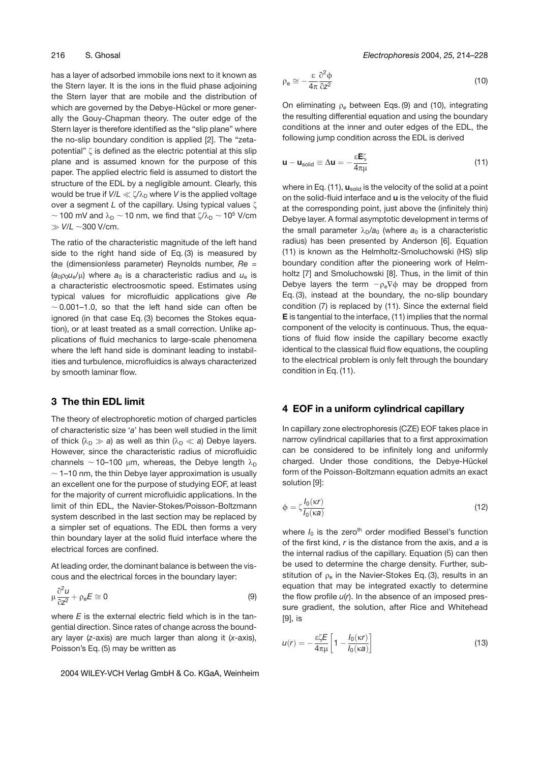has a layer of adsorbed immobile ions next to it known as the Stern layer. It is the ions in the fluid phase adjoining the Stern layer that are mobile and the distribution of which are governed by the Debye-Hückel or more generally the Gouy-Chapman theory. The outer edge of the Stern layer is therefore identified as the "slip plane" where the no-slip boundary condition is applied [2]. The "zeta-potential" $\zeta$ is defined as the electric potential at this slip plane and is assumed known for the purpose of this paper. The applied electric field is assumed to distort the structure of the EDL by a negligible amount. Clearly, this would be true if $V/L \ll \zeta/\lambda_D$ where $V$ is the applied voltage over a segment $L$ of the capillary. Using typical values $\zeta \sim 100$ mV and $\lambda_D \sim 10$ nm, we find that $\zeta/\lambda_D \sim 10^5$ V/cm $\gg V/L \sim 300$ V/cm.

The ratio of the characteristic magnitude of the left hand side to the right hand side of Eq. (3) is measured by the (dimensionless parameter) Reynolds number, $Re = (a_0 \rho_0 u_e / \mu)$ where $a_0$ is a characteristic radius and $u_e$ is a characteristic electroosmotic speed. Estimates using typical values for microfluidic applications give $Re \sim 0.001$–$1.0$, so that the left hand side can often be ignored (in that case Eq. (3) becomes the Stokes equation), or at least treated as a small correction. Unlike applications of fluid mechanics to large-scale phenomena where the left hand side is dominant leading to instabilities and turbulence, microfluidics is always characterized by smooth laminar flow.

## 3 The thin EDL limit

The theory of electrophoretic motion of charged particles of characteristic size '$a$' has been well studied in the limit of thick ($\lambda_D \gg a$) as well as thin ($\lambda_D \ll a$) Debye layers. However, since the characteristic radius of microfluidic channels $\sim 10$–$100$ μm, whereas, the Debye length $\lambda_D \sim 1$–$10$ nm, the thin Debye layer approximation is usually an excellent one for the purpose of studying EOF, at least for the majority of current microfluidic applications. In the limit of thin EDL, the Navier-Stokes/Poisson-Boltzmann system described in the last section may be replaced by a simpler set of equations. The EDL then forms a very thin boundary layer at the solid fluid interface where the electrical forces are confined.

At leading order, the dominant balance is between the viscous and the electrical forces in the boundary layer:

$$\mu \frac{\partial^2 u}{\partial z^2} + \rho_e E \cong 0 \tag{9}$$

where $E$ is the external electric field which is in the tangential direction. Since rates of change across the boundary layer ($z$-axis) are much larger than along it ($x$-axis), Poisson's Eq. (5) may be written as

$$\rho_e \cong -\frac{\varepsilon}{4\pi} \frac{\partial^2 \phi}{\partial z^2} \tag{10}$$

On eliminating $\rho_e$ between Eqs. (9) and (10), integrating the resulting differential equation and using the boundary conditions at the inner and outer edges of the EDL, the following jump condition across the EDL is derived

$$\mathbf{u} - \mathbf{u}_{\text{solid}} \equiv \Delta \mathbf{u} = -\frac{\varepsilon \mathbf{E} \zeta}{4\pi\mu} \tag{11}$$

where in Eq. (11), $\mathbf{u}_{\text{solid}}$ is the velocity of the solid at a point on the solid-fluid interface and $\mathbf{u}$ is the velocity of the fluid at the corresponding point, just above the (infinitely thin) Debye layer. A formal asymptotic development in terms of the small parameter $\lambda_D/a_0$ (where $a_0$ is a characteristic radius) has been presented by Anderson [6]. Equation (11) is known as the Helmholtz-Smoluchowski (HS) slip boundary condition after the pioneering work of Helmholtz [7] and Smoluchowski [8]. Thus, in the limit of thin Debye layers the term $-\rho_e \nabla \phi$ may be dropped from Eq. (3), instead at the boundary, the no-slip boundary condition (7) is replaced by (11). Since the external field $\mathbf{E}$ is tangential to the interface, (11) implies that the normal component of the velocity is continuous. Thus, the equations of fluid flow inside the capillary become exactly identical to the classical fluid flow equations, the coupling to the electrical problem is only felt through the boundary condition in Eq. (11).

## 4 EOF in a uniform cylindrical capillary

In capillary zone electrophoresis (CZE) EOF takes place in narrow cylindrical capillaries that to a first approximation can be considered to be infinitely long and uniformly charged. Under those conditions, the Debye-Hückel form of the Poisson-Boltzmann equation admits an exact solution [9]:

$$\phi = \zeta \frac{I_0(\kappa r)}{I_0(\kappa a)} \tag{12}$$

where $I_0$ is the zero$^{\text{th}}$ order modified Bessel's function of the first kind, $r$ is the distance from the axis, and $a$ is the internal radius of the capillary. Equation (5) can then be used to determine the charge density. Further, substitution of $\rho_e$ in the Navier-Stokes Eq. (3), results in an equation that may be integrated exactly to determine the flow profile $u(r)$. In the absence of an imposed pressure gradient, the solution, after Rice and Whitehead [9], is

$$u(r) = -\frac{\varepsilon \zeta E}{4\pi\mu} \left[ 1 - \frac{I_0(\kappa r)}{I_0(\kappa a)} \right] \tag{13}$$

2004 WILEY-VCH Verlag GmbH & Co. KGaA, Weinheim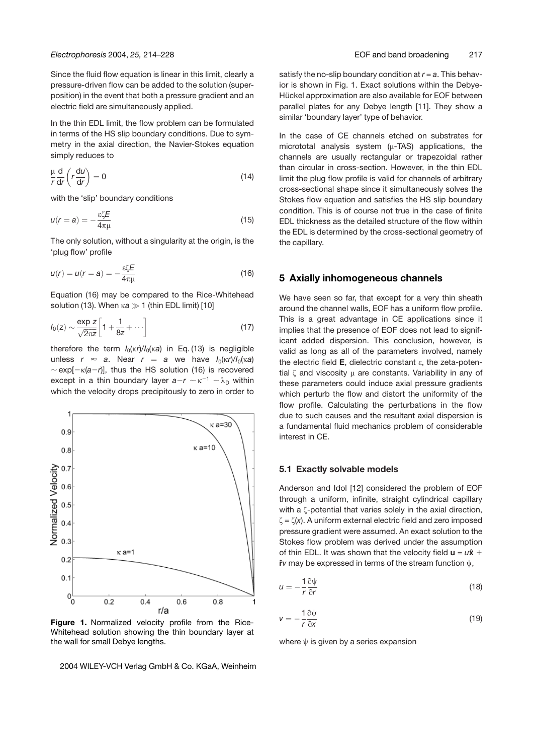Since the fluid flow equation is linear in this limit, clearly a pressure-driven flow can be added to the solution (superposition) in the event that both a pressure gradient and an electric field are simultaneously applied.

In the thin EDL limit, the flow problem can be formulated in terms of the HS slip boundary conditions. Due to symmetry in the axial direction, the Navier-Stokes equation simply reduces to

$$\frac{\mu}{r}\frac{d}{dr}\left(r\frac{du}{dr}\right) = 0 \tag{14}$$

with the 'slip' boundary conditions

$$u(r = a) = -\frac{\varepsilon\zeta E}{4\pi\mu} \tag{15}$$

The only solution, without a singularity at the origin, is the 'plug flow' profile

$$u(r) = u(r = a) = -\frac{\varepsilon\zeta E}{4\pi\mu} \tag{16}$$

Equation (16) may be compared to the Rice-Whitehead solution (13). When $\kappa a \gg 1$ (thin EDL limit) [10]

$$I_0(z) \sim \frac{\exp z}{\sqrt{2\pi z}}\left[1 + \frac{1}{8z} + \cdots\right] \tag{17}$$

therefore the term $I_0(\kappa r)/I_0(\kappa a)$ in Eq. (13) is negligible unless $r \approx a$. Near $r = a$ we have $I_0(\kappa r)/I_0(\kappa a) \sim \exp[-\kappa(a-r)]$, thus the HS solution (16) is recovered except in a thin boundary layer $a-r \sim \kappa^{-1} \sim \lambda_D$ within which the velocity drops precipitously to zero in order to satisfy the no-slip boundary condition at $r = a$. This behavior is shown in Fig. 1. Exact solutions within the Debye-Hückel approximation are also available for EOF between parallel plates for any Debye length [11]. They show a similar 'boundary layer' type of behavior.

**Figure 1.** Normalized velocity profile from the Rice-Whitehead solution showing the thin boundary layer at the wall for small Debye lengths.

In the case of CE channels etched on substrates for micrototal analysis system ($\mu$-TAS) applications, the channels are usually rectangular or trapezoidal rather than circular in cross-section. However, in the thin EDL limit the plug flow profile is valid for channels of arbitrary cross-sectional shape since it simultaneously solves the Stokes flow equation and satisfies the HS slip boundary condition. This is of course not true in the case of finite EDL thickness as the detailed structure of the flow within the EDL is determined by the cross-sectional geometry of the capillary.

## 5 Axially inhomogeneous channels

We have seen so far, that except for a very thin sheath around the channel walls, EOF has a uniform flow profile. This is a great advantage in CE applications since it implies that the presence of EOF does not lead to significant added dispersion. This conclusion, however, is valid as long as all of the parameters involved, namely the electric field $\mathbf{E}$, dielectric constant $\varepsilon$, the zeta-potential $\zeta$ and viscosity $\mu$ are constants. Variability in any of these parameters could induce axial pressure gradients which perturb the flow and distort the uniformity of the flow profile. Calculating the perturbations in the flow due to such causes and the resultant axial dispersion is a fundamental fluid mechanics problem of considerable interest in CE.

### 5.1 Exactly solvable models

Anderson and Idol [12] considered the problem of EOF through a uniform, infinite, straight cylindrical capillary with a $\zeta$-potential that varies solely in the axial direction, $\zeta = \zeta(x)$. A uniform external electric field and zero imposed pressure gradient were assumed. An exact solution to the Stokes flow problem was derived under the assumption of thin EDL. It was shown that the velocity field $\mathbf{u} = u\hat{\mathbf{x}} + \hat{\mathbf{r}}v$ may be expressed in terms of the stream function $\psi$,

$$u = -\frac{1}{r}\frac{\partial\psi}{\partial r} \tag{18}$$

$$v = -\frac{1}{r}\frac{\partial\psi}{\partial x} \tag{19}$$

where $\psi$ is given by a series expansion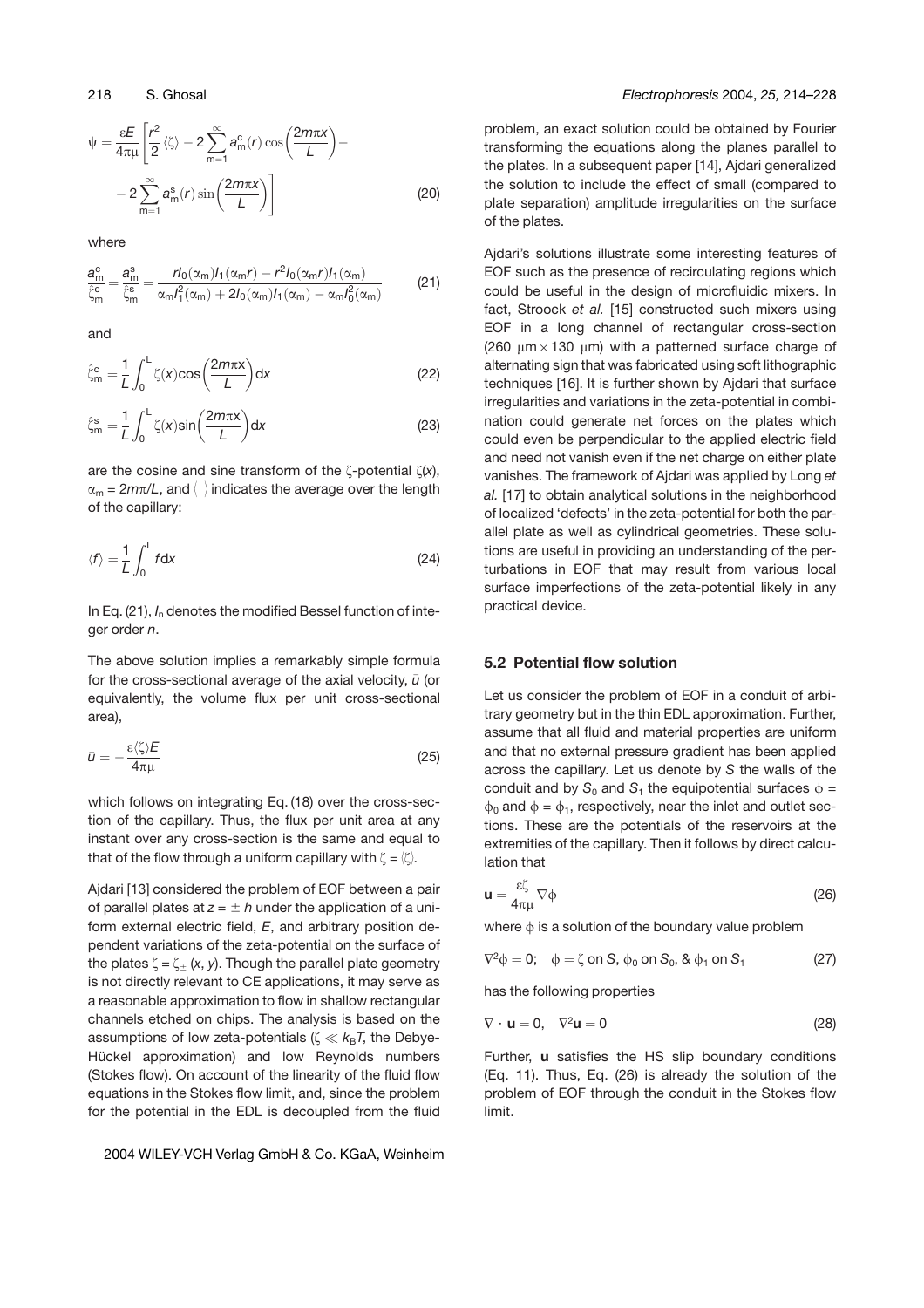$$\psi = \frac{\varepsilon E}{4\pi\mu}\left[\frac{r^2}{2}\langle\zeta\rangle - 2\sum_{m=1}^{\infty} a_m^c(r)\cos\left(\frac{2m\pi x}{L}\right) - 2\sum_{m=1}^{\infty} a_m^s(r)\sin\left(\frac{2m\pi x}{L}\right)\right] \tag{20}$$

where

$$\frac{a_m^c}{\hat{\zeta}_m^c} = \frac{a_m^s}{\hat{\zeta}_m^s} = \frac{rI_0(\alpha_m)I_1(\alpha_m r) - r^2 I_0(\alpha_m r)I_1(\alpha_m)}{\alpha_m I_1^2(\alpha_m) + 2I_0(\alpha_m)I_1(\alpha_m) - \alpha_m I_0^2(\alpha_m)} \tag{21}$$

and

$$\hat{\zeta}_m^c = \frac{1}{L}\int_0^L \zeta(x)\cos\left(\frac{2m\pi x}{L}\right)dx \tag{22}$$

$$\hat{\zeta}_m^s = \frac{1}{L}\int_0^L \zeta(x)\sin\left(\frac{2m\pi x}{L}\right)dx \tag{23}$$

are the cosine and sine transform of the $\zeta$-potential $\zeta(x)$, $\alpha_m = 2m\pi/L$, and $\langle\;\rangle$ indicates the average over the length of the capillary:

$$\langle f\rangle = \frac{1}{L}\int_0^L f\,dx \tag{24}$$

In Eq. (21), $I_n$ denotes the modified Bessel function of integer order $n$.

The above solution implies a remarkably simple formula for the cross-sectional average of the axial velocity, $\bar{u}$ (or equivalently, the volume flux per unit cross-sectional area),

$$\bar{u} = -\frac{\varepsilon\langle\zeta\rangle E}{4\pi\mu} \tag{25}$$

which follows on integrating Eq. (18) over the cross-section of the capillary. Thus, the flux per unit area at any instant over any cross-section is the same and equal to that of the flow through a uniform capillary with $\zeta = \langle\zeta\rangle$.

Ajdari [13] considered the problem of EOF between a pair of parallel plates at $z = \pm h$ under the application of a uniform external electric field, $E$, and arbitrary position dependent variations of the zeta-potential on the surface of the plates $\zeta = \zeta_{\pm}(x, y)$. Though the parallel plate geometry is not directly relevant to CE applications, it may serve as a reasonable approximation to flow in shallow rectangular channels etched on chips. The analysis is based on the assumptions of low zeta-potentials ($\zeta \ll k_B T$, the Debye-Hückel approximation) and low Reynolds numbers (Stokes flow). On account of the linearity of the fluid flow equations in the Stokes flow limit, and, since the problem for the potential in the EDL is decoupled from the fluid problem, an exact solution could be obtained by Fourier transforming the equations along the planes parallel to the plates. In a subsequent paper [14], Ajdari generalized the solution to include the effect of small (compared to plate separation) amplitude irregularities on the surface of the plates.

Ajdari's solutions illustrate some interesting features of EOF such as the presence of recirculating regions which could be useful in the design of microfluidic mixers. In fact, Stroock *et al.* [15] constructed such mixers using EOF in a long channel of rectangular cross-section (260 μm × 130 μm) with a patterned surface charge of alternating sign that was fabricated using soft lithographic techniques [16]. It is further shown by Ajdari that surface irregularities and variations in the zeta-potential in combination could generate net forces on the plates which could even be perpendicular to the applied electric field and need not vanish even if the net charge on either plate vanishes. The framework of Ajdari was applied by Long *et al.* [17] to obtain analytical solutions in the neighborhood of localized 'defects' in the zeta-potential for both the parallel plate as well as cylindrical geometries. These solutions are useful in providing an understanding of the perturbations in EOF that may result from various local surface imperfections of the zeta-potential likely in any practical device.

### 5.2 Potential flow solution

Let us consider the problem of EOF in a conduit of arbitrary geometry but in the thin EDL approximation. Further, assume that all fluid and material properties are uniform and that no external pressure gradient has been applied across the capillary. Let us denote by $S$ the walls of the conduit and by $S_0$ and $S_1$ the equipotential surfaces $\phi = \phi_0$ and $\phi = \phi_1$, respectively, near the inlet and outlet sections. These are the potentials of the reservoirs at the extremities of the capillary. Then it follows by direct calculation that

$$\mathbf{u} = \frac{\varepsilon\zeta}{4\pi\mu}\nabla\phi \tag{26}$$

where $\phi$ is a solution of the boundary value problem

$$\nabla^2\phi = 0; \quad \phi = \zeta \text{ on } S,\ \phi_0 \text{ on } S_0,\ \&\ \phi_1 \text{ on } S_1 \tag{27}$$

has the following properties

$$\nabla\cdot\mathbf{u} = 0, \quad \nabla^2\mathbf{u} = 0 \tag{28}$$

Further, $\mathbf{u}$ satisfies the HS slip boundary conditions (Eq. 11). Thus, Eq. (26) is already the solution of the problem of EOF through the conduit in the Stokes flow limit.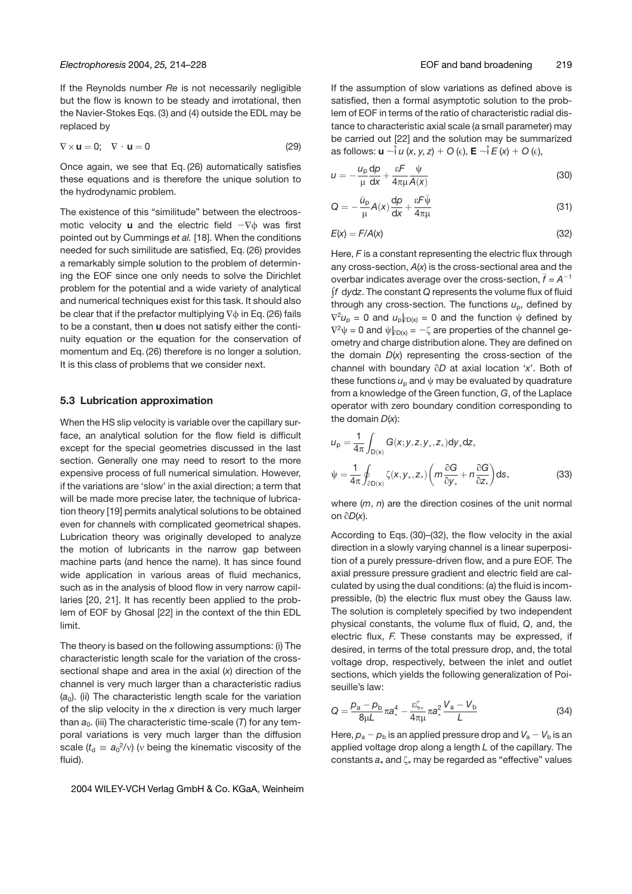If the Reynolds number $Re$ is not necessarily negligible but the flow is known to be steady and irrotational, then the Navier-Stokes Eqs. (3) and (4) outside the EDL may be replaced by

$$\nabla \times \mathbf{u} = 0; \quad \nabla \cdot \mathbf{u} = 0 \tag{29}$$

Once again, we see that Eq. (26) automatically satisfies these equations and is therefore the unique solution to the hydrodynamic problem.

The existence of this "similitude" between the electroosmotic velocity $\mathbf{u}$ and the electric field $-\nabla\phi$ was first pointed out by Cummings *et al.* [18]. When the conditions needed for such similitude are satisfied, Eq. (26) provides a remarkably simple solution to the problem of determining the EOF since one only needs to solve the Dirichlet problem for the potential and a wide variety of analytical and numerical techniques exist for this task. It should also be clear that if the prefactor multiplying $\nabla\phi$ in Eq. (26) fails to be a constant, then $\mathbf{u}$ does not satisfy either the continuity equation or the equation for the conservation of momentum and Eq. (26) therefore is no longer a solution. It is this class of problems that we consider next.

### 5.3 Lubrication approximation

When the HS slip velocity is variable over the capillary surface, an analytical solution for the flow field is difficult except for the special geometries discussed in the last section. Generally one may need to resort to the more expensive process of full numerical simulation. However, if the variations are 'slow' in the axial direction; a term that will be made more precise later, the technique of lubrication theory [19] permits analytical solutions to be obtained even for channels with complicated geometrical shapes. Lubrication theory was originally developed to analyze the motion of lubricants in the narrow gap between machine parts (and hence the name). It has since found wide application in various areas of fluid mechanics, such as in the analysis of blood flow in very narrow capillaries [20, 21]. It has recently been applied to the problem of EOF by Ghosal [22] in the context of the thin EDL limit.

The theory is based on the following assumptions: (i) The characteristic length scale for the variation of the cross-sectional shape and area in the axial ($x$) direction of the channel is very much larger than a characteristic radius ($a_0$). (ii) The characteristic length scale for the variation of the slip velocity in the $x$ direction is very much larger than $a_0$. (iii) The characteristic time-scale ($T$) for any temporal variations is very much larger than the diffusion scale ($t_d \equiv a_0^2/\nu$) ($\nu$ being the kinematic viscosity of the fluid).

If the assumption of slow variations as defined above is satisfied, then a formal asymptotic solution to the problem of EOF in terms of the ratio of characteristic radial distance to characteristic axial scale (a small parameter) may be carried out [22] and the solution may be summarized as follows: $\mathbf{u} \sim \hat{\mathrm{i}}\, u\,(x, y, z) + O\,(\epsilon)$, $\mathbf{E} \sim \hat{\mathrm{i}}\, E\,(x) + O\,(\epsilon)$,

$$u = -\frac{u_p}{\mu}\frac{dp}{dx} + \frac{\varepsilon F}{4\pi\mu}\frac{\psi}{A(x)} \tag{30}$$

$$Q = -\frac{\bar{u}_p}{\mu}A(x)\frac{dp}{dx} + \frac{\varepsilon F\bar{\psi}}{4\pi\mu} \tag{31}$$

$$E(x) = F/A(x) \tag{32}$$

Here, $F$ is a constant representing the electric flux through any cross-section, $A(x)$ is the cross-sectional area and the overbar indicates average over the cross-section, $\bar{f} = A^{-1}\int f\, dydz$. The constant $Q$ represents the volume flux of fluid through any cross-section. The functions $u_p$, defined by $\nabla^2 u_p = 0$ and $u_p|_{\partial D(x)} = 0$ and the function $\psi$ defined by $\nabla^2\psi = 0$ and $\psi|_{\partial D(x)} = -\zeta$ are properties of the channel geometry and charge distribution alone. They are defined on the domain $D(x)$ representing the cross-section of the channel with boundary $\partial D$ at axial location '$x$'. Both of these functions $u_p$ and $\psi$ may be evaluated by quadrature from a knowledge of the Green function, $G$, of the Laplace operator with zero boundary condition corresponding to the domain $D(x)$:

$$u_p = \frac{1}{4\pi}\int_{D(x)} G(x; y, z, y_*, z_*)\,dy_*dz_*$$
$$\psi = \frac{1}{4\pi}\oint_{\partial D(x)} \zeta(x, y_*, z_*)\left(m\frac{\partial G}{\partial y_*} + n\frac{\partial G}{\partial z_*}\right)ds_* \tag{33}$$

where $(m, n)$ are the direction cosines of the unit normal on $\partial D(x)$.

According to Eqs. (30)–(32), the flow velocity in the axial direction in a slowly varying channel is a linear superposition of a purely pressure-driven flow, and a pure EOF. The axial pressure pressure gradient and electric field are calculated by using the dual conditions: (a) the fluid is incompressible, (b) the electric flux must obey the Gauss law. The solution is completely specified by two independent physical constants, the volume flux of fluid, $Q$, and, the electric flux, $F$. These constants may be expressed, if desired, in terms of the total pressure drop, and, the total voltage drop, respectively, between the inlet and outlet sections, which yields the following generalization of Poiseuille's law:

$$Q = \frac{p_a - p_b}{8\mu L}\pi a_*^4 - \frac{\varepsilon\zeta_*}{4\pi\mu}\pi a_*^2\frac{V_a - V_b}{L} \tag{34}$$

Here, $p_a - p_b$ is an applied pressure drop and $V_a - V_b$ is an applied voltage drop along a length $L$ of the capillary. The constants $a_*$ and $\zeta_*$ may be regarded as "effective" values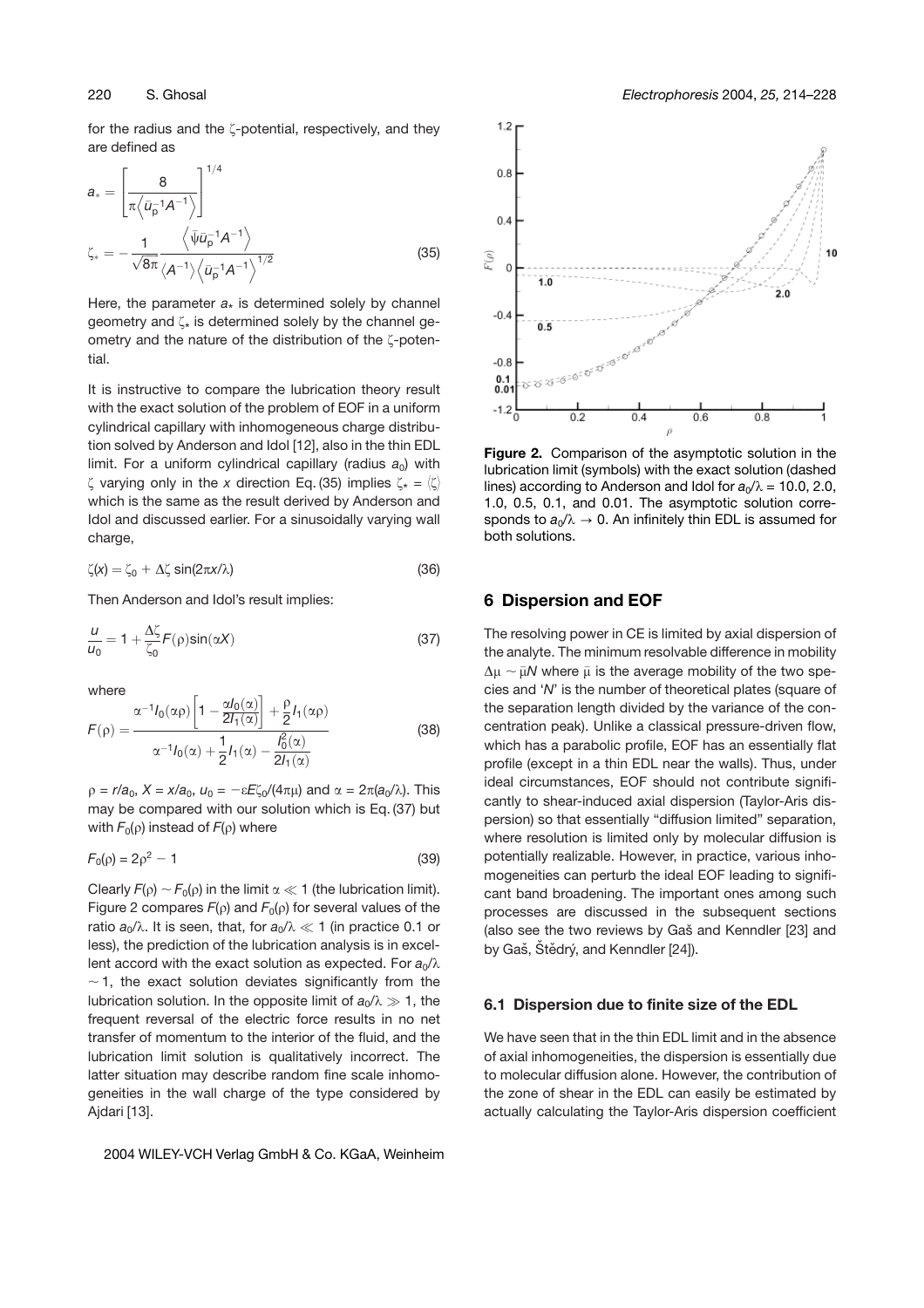for the radius and the ζ-potential, respectively, and they are defined as

$$a_* = \left[\frac{8}{\pi\left\langle \bar{u}_p^{-1} A^{-1}\right\rangle}\right]^{1/4}$$

$$\zeta_* = -\frac{1}{\sqrt{8\pi}}\frac{\left\langle \bar{\psi}\bar{u}_p^{-1}A^{-1}\right\rangle}{\left\langle A^{-1}\right\rangle\left\langle \bar{u}_p^{-1}A^{-1}\right\rangle^{1/2}} \tag{35}$$

Here, the parameter $a_*$ is determined solely by channel geometry and $\zeta_*$ is determined solely by the channel geometry and the nature of the distribution of the ζ-potential.

It is instructive to compare the lubrication theory result with the exact solution of the problem of EOF in a uniform cylindrical capillary with inhomogeneous charge distribution solved by Anderson and Idol [12], also in the thin EDL limit. For a uniform cylindrical capillary (radius $a_0$) with ζ varying only in the $x$ direction Eq. (35) implies $\zeta_* = \langle\zeta\rangle$ which is the same as the result derived by Anderson and Idol and discussed earlier. For a sinusoidally varying wall charge,

$$\zeta(x) = \zeta_0 + \Delta\zeta \sin(2\pi x/\lambda) \tag{36}$$

Then Anderson and Idol's result implies:

$$\frac{u}{u_0} = 1 + \frac{\Delta\zeta}{\zeta_0}F(\rho)\sin(\alpha X) \tag{37}$$

where

$$F(\rho) = \frac{\alpha^{-1}I_0(\alpha\rho)\left[1 - \frac{\alpha I_0(\alpha)}{2I_1(\alpha)}\right] + \frac{\rho}{2}I_1(\alpha\rho)}{\alpha^{-1}I_0(\alpha) + \frac{1}{2}I_1(\alpha) - \frac{I_0^2(\alpha)}{2I_1(\alpha)}} \tag{38}$$

$\rho = r/a_0$, $X = x/a_0$, $u_0 = -\varepsilon E\zeta_0/(4\pi\mu)$ and $\alpha = 2\pi(a_0/\lambda)$. This may be compared with our solution which is Eq. (37) but with $F_0(\rho)$ instead of $F(\rho)$ where

$$F_0(\rho) = 2\rho^2 - 1 \tag{39}$$

Clearly $F(\rho) \sim F_0(\rho)$ in the limit $\alpha \ll 1$ (the lubrication limit). Figure 2 compares $F(\rho)$ and $F_0(\rho)$ for several values of the ratio $a_0/\lambda$. It is seen, that, for $a_0/\lambda \ll 1$ (in practice 0.1 or less), the prediction of the lubrication analysis is in excellent accord with the exact solution as expected. For $a_0/\lambda \sim 1$, the exact solution deviates significantly from the lubrication solution. In the opposite limit of $a_0/\lambda \gg 1$, the frequent reversal of the electric force results in no net transfer of momentum to the interior of the fluid, and the lubrication limit solution is qualitatively incorrect. The latter situation may describe random fine scale inhomogeneities in the wall charge of the type considered by Ajdari [13].

**Figure 2.** Comparison of the asymptotic solution in the lubrication limit (symbols) with the exact solution (dashed lines) according to Anderson and Idol for $a_0/\lambda$ = 10.0, 2.0, 1.0, 0.5, 0.1, and 0.01. The asymptotic solution corresponds to $a_0/\lambda \to 0$. An infinitely thin EDL is assumed for both solutions.

## 6 Dispersion and EOF

The resolving power in CE is limited by axial dispersion of the analyte. The minimum resolvable difference in mobility $\Delta\mu \sim \bar{\mu}N$ where $\bar{\mu}$ is the average mobility of the two species and '$N$' is the number of theoretical plates (square of the separation length divided by the variance of the concentration peak). Unlike a classical pressure-driven flow, which has a parabolic profile, EOF has an essentially flat profile (except in a thin EDL near the walls). Thus, under ideal circumstances, EOF should not contribute significantly to shear-induced axial dispersion (Taylor-Aris dispersion) so that essentially "diffusion limited" separation, where resolution is limited only by molecular diffusion is potentially realizable. However, in practice, various inhomogeneities can perturb the ideal EOF leading to significant band broadening. The important ones among such processes are discussed in the subsequent sections (also see the two reviews by Gaš and Kenndler [23] and by Gaš, Štědrý, and Kenndler [24]).

### 6.1 Dispersion due to finite size of the EDL

We have seen that in the thin EDL limit and in the absence of axial inhomogeneities, the dispersion is essentially due to molecular diffusion alone. However, the contribution of the zone of shear in the EDL can easily be estimated by actually calculating the Taylor-Aris dispersion coefficient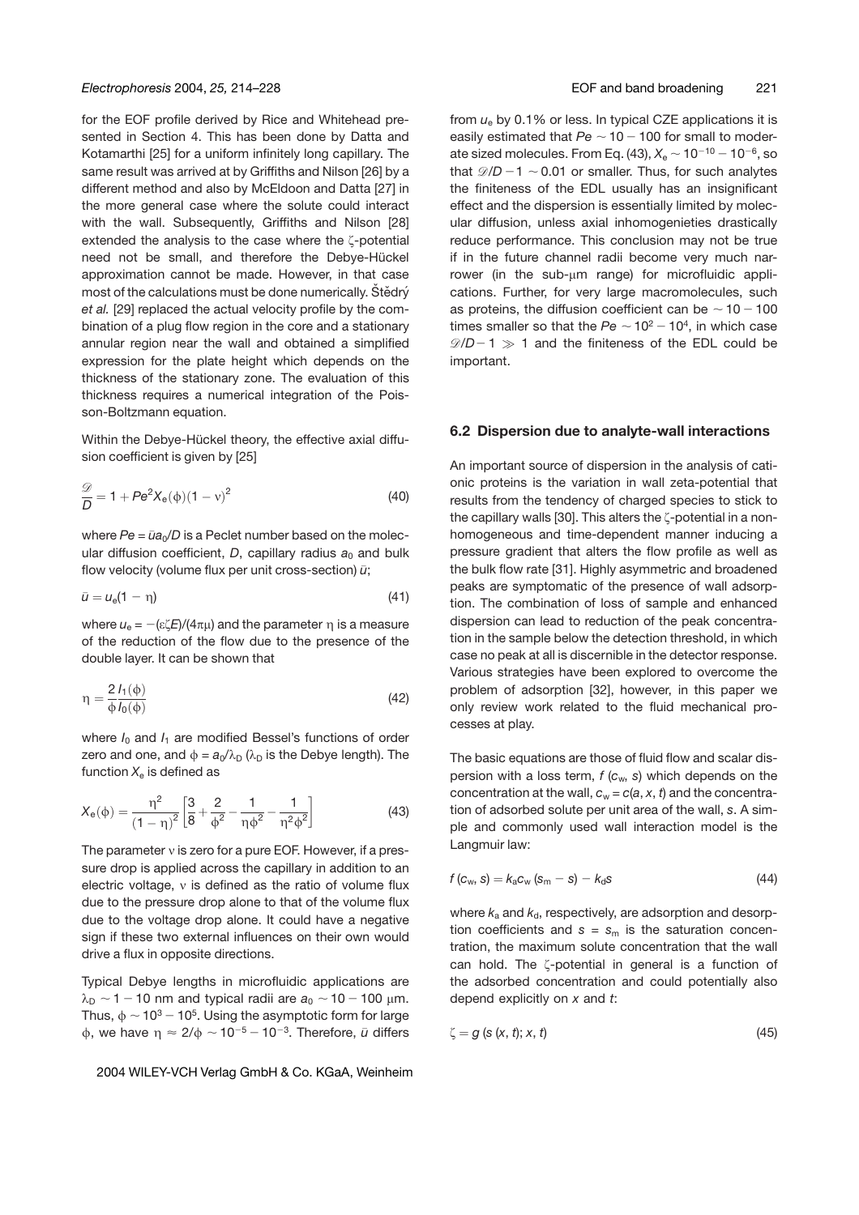for the EOF profile derived by Rice and Whitehead presented in Section 4. This has been done by Datta and Kotamarthi [25] for a uniform infinitely long capillary. The same result was arrived at by Griffiths and Nilson [26] by a different method and also by McEldoon and Datta [27] in the more general case where the solute could interact with the wall. Subsequently, Griffiths and Nilson [28] extended the analysis to the case where the ζ-potential need not be small, and therefore the Debye-Hückel approximation cannot be made. However, in that case most of the calculations must be done numerically. Štědrý *et al.* [29] replaced the actual velocity profile by the combination of a plug flow region in the core and a stationary annular region near the wall and obtained a simplified expression for the plate height which depends on the thickness of the stationary zone. The evaluation of this thickness requires a numerical integration of the Poisson-Boltzmann equation.

Within the Debye-Hückel theory, the effective axial diffusion coefficient is given by [25]

$$\frac{\mathscr{D}}{D} = 1 + Pe^2 X_e(\phi)(1-\nu)^2 \tag{40}$$

where $Pe = \bar{u}a_0/D$ is a Peclet number based on the molecular diffusion coefficient, $D$, capillary radius $a_0$ and bulk flow velocity (volume flux per unit cross-section) $\bar{u}$;

$$\bar{u} = u_e(1-\eta) \tag{41}$$

where $u_e = -(\varepsilon\zeta E)/(4\pi\mu)$ and the parameter $\eta$ is a measure of the reduction of the flow due to the presence of the double layer. It can be shown that

$$\eta = \frac{2}{\phi}\frac{I_1(\phi)}{I_0(\phi)} \tag{42}$$

where $I_0$ and $I_1$ are modified Bessel's functions of order zero and one, and $\phi = a_0/\lambda_D$ ($\lambda_D$ is the Debye length). The function $X_e$ is defined as

$$X_e(\phi) = \frac{\eta^2}{(1-\eta)^2}\left[\frac{3}{8} + \frac{2}{\phi^2} - \frac{1}{\eta\phi^2} - \frac{1}{\eta^2\phi^2}\right] \tag{43}$$

The parameter $\nu$ is zero for a pure EOF. However, if a pressure drop is applied across the capillary in addition to an electric voltage, $\nu$ is defined as the ratio of volume flux due to the pressure drop alone to that of the volume flux due to the voltage drop alone. It could have a negative sign if these two external influences on their own would drive a flux in opposite directions.

Typical Debye lengths in microfluidic applications are $\lambda_D \sim 1-10$ nm and typical radii are $a_0 \sim 10-100$ μm. Thus, $\phi \sim 10^3 - 10^5$. Using the asymptotic form for large $\phi$, we have $\eta \approx 2/\phi \sim 10^{-5} - 10^{-3}$. Therefore, $\bar{u}$ differs from $u_e$ by 0.1% or less. In typical CZE applications it is easily estimated that $Pe \sim 10-100$ for small to moderate sized molecules. From Eq. (43), $X_e \sim 10^{-10} - 10^{-6}$, so that $\mathscr{D}/D - 1 \sim 0.01$ or smaller. Thus, for such analytes the finiteness of the EDL usually has an insignificant effect and the dispersion is essentially limited by molecular diffusion, unless axial inhomogenieties drastically reduce performance. This conclusion may not be true if in the future channel radii become very much narrower (in the sub-μm range) for microfluidic applications. Further, for very large macromolecules, such as proteins, the diffusion coefficient can be $\sim 10-100$ times smaller so that the $Pe \sim 10^2 - 10^4$, in which case $\mathscr{D}/D - 1 \gg 1$ and the finiteness of the EDL could be important.

### 6.2 Dispersion due to analyte-wall interactions

An important source of dispersion in the analysis of cationic proteins is the variation in wall zeta-potential that results from the tendency of charged species to stick to the capillary walls [30]. This alters the ζ-potential in a nonhomogeneous and time-dependent manner inducing a pressure gradient that alters the flow profile as well as the bulk flow rate [31]. Highly asymmetric and broadened peaks are symptomatic of the presence of wall adsorption. The combination of loss of sample and enhanced dispersion can lead to reduction of the peak concentration in the sample below the detection threshold, in which case no peak at all is discernible in the detector response. Various strategies have been explored to overcome the problem of adsorption [32], however, in this paper we only review work related to the fluid mechanical processes at play.

The basic equations are those of fluid flow and scalar dispersion with a loss term, $f(c_w, s)$ which depends on the concentration at the wall, $c_w = c(a, x, t)$ and the concentration of adsorbed solute per unit area of the wall, $s$. A simple and commonly used wall interaction model is the Langmuir law:

$$f(c_w, s) = k_a c_w (s_m - s) - k_d s \tag{44}$$

where $k_a$ and $k_d$, respectively, are adsorption and desorption coefficients and $s = s_m$ is the saturation concentration, the maximum solute concentration that the wall can hold. The ζ-potential in general is a function of the adsorbed concentration and could potentially also depend explicitly on $x$ and $t$:

$$\zeta = g(s(x, t); x, t) \tag{45}$$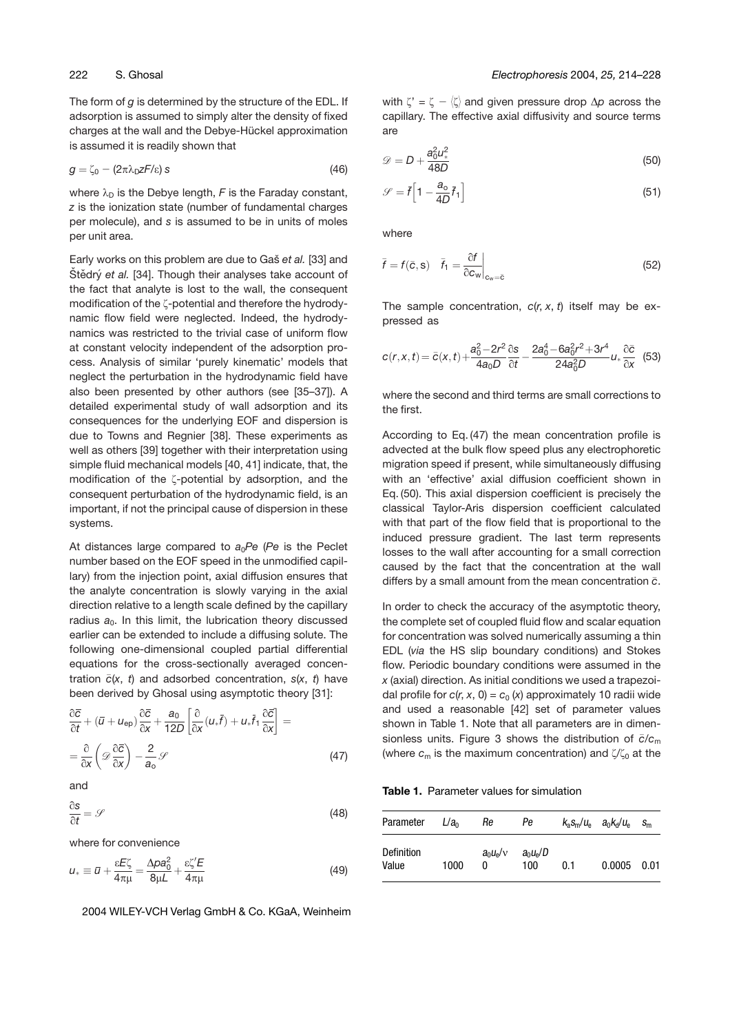The form of $g$ is determined by the structure of the EDL. If adsorption is assumed to simply alter the density of fixed charges at the wall and the Debye-Hückel approximation is assumed it is readily shown that

$$g = \zeta_0 - (2\pi\lambda_D zF/\varepsilon)\, s \tag{46}$$

where $\lambda_D$ is the Debye length, $F$ is the Faraday constant, $z$ is the ionization state (number of fundamental charges per molecule), and $s$ is assumed to be in units of moles per unit area.

Early works on this problem are due to Gaš *et al.* [33] and Štědrý *et al.* [34]. Though their analyses take account of the fact that analyte is lost to the wall, the consequent modification of the $\zeta$-potential and therefore the hydrodynamic flow field were neglected. Indeed, the hydrodynamics was restricted to the trivial case of uniform flow at constant velocity independent of the adsorption process. Analysis of similar 'purely kinematic' models that neglect the perturbation in the hydrodynamic field have also been presented by other authors (see [35–37]). A detailed experimental study of wall adsorption and its consequences for the underlying EOF and dispersion is due to Towns and Regnier [38]. These experiments as well as others [39] together with their interpretation using simple fluid mechanical models [40, 41] indicate, that, the modification of the $\zeta$-potential by adsorption, and the consequent perturbation of the hydrodynamic field, is an important, if not the principal cause of dispersion in these systems.

At distances large compared to $a_0 Pe$ ($Pe$ is the Peclet number based on the EOF speed in the unmodified capillary) from the injection point, axial diffusion ensures that the analyte concentration is slowly varying in the axial direction relative to a length scale defined by the capillary radius $a_0$. In this limit, the lubrication theory discussed earlier can be extended to include a diffusing solute. The following one-dimensional coupled partial differential equations for the cross-sectionally averaged concentration $\bar{c}(x, t)$ and adsorbed concentration, $s(x, t)$ have been derived by Ghosal using asymptotic theory [31]:

$$\frac{\partial \bar{c}}{\partial t} + (\bar{u} + u_{ep})\frac{\partial \bar{c}}{\partial x} + \frac{a_0}{12D}\left[\frac{\partial}{\partial x}(u_* \bar{f}) + u_* \bar{f}_1 \frac{\partial \bar{c}}{\partial x}\right] = \frac{\partial}{\partial x}\left(\mathscr{D}\frac{\partial \bar{c}}{\partial x}\right) - \frac{2}{a_0}\mathscr{S} \tag{47}$$

and

$$\frac{\partial s}{\partial t} = \mathscr{S} \tag{48}$$

where for convenience

$$u_* \equiv \bar{u} + \frac{\varepsilon E \zeta}{4\pi\mu} = \frac{\Delta p a_0^2}{8\mu L} + \frac{\varepsilon \zeta' E}{4\pi\mu} \tag{49}$$

with $\zeta' = \zeta - \langle\zeta\rangle$ and given pressure drop $\Delta p$ across the capillary. The effective axial diffusivity and source terms are

$$\mathscr{D} = D + \frac{a_0^2 u_*^2}{48D} \tag{50}$$

$$\mathscr{S} = \bar{f}\left[1 - \frac{a_0}{4D}\bar{f}_1\right] \tag{51}$$

where

$$\bar{f} = f(\bar{c}, s) \quad \bar{f}_1 = \left.\frac{\partial f}{\partial c_w}\right|_{c_w = \bar{c}} \tag{52}$$

The sample concentration, $c(r, x, t)$ itself may be expressed as

$$c(r,x,t) = \bar{c}(x,t) + \frac{a_0^2 - 2r^2}{4a_0 D}\frac{\partial s}{\partial t} - \frac{2a_0^4 - 6a_0^2 r^2 + 3r^4}{24a_0^2 D}u_* \frac{\partial \bar{c}}{\partial x} \tag{53}$$

where the second and third terms are small corrections to the first.

According to Eq. (47) the mean concentration profile is advected at the bulk flow speed plus any electrophoretic migration speed if present, while simultaneously diffusing with an 'effective' axial diffusion coefficient shown in Eq. (50). This axial dispersion coefficient is precisely the classical Taylor-Aris dispersion coefficient calculated with that part of the flow field that is proportional to the induced pressure gradient. The last term represents losses to the wall after accounting for a small correction caused by the fact that the concentration at the wall differs by a small amount from the mean concentration $\bar{c}$.

In order to check the accuracy of the asymptotic theory, the complete set of coupled fluid flow and scalar equation for concentration was solved numerically assuming a thin EDL (*via* the HS slip boundary conditions) and Stokes flow. Periodic boundary conditions were assumed in the $x$ (axial) direction. As initial conditions we used a trapezoidal profile for $c(r, x, 0) = c_0(x)$ approximately 10 radii wide and used a reasonable [42] set of parameter values shown in Table 1. Note that all parameters are in dimensionless units. Figure 3 shows the distribution of $\bar{c}/c_m$ (where $c_m$ is the maximum concentration) and $\zeta/\zeta_0$ at the

**Table 1.** Parameter values for simulation

| Parameter | $L/a_0$ | $Re$ | $Pe$ | $k_a s_m/u_e$ | $a_0 k_d/u_e$ | $s_m$ |
|---|---|---|---|---|---|---|
| Definition | | $a_0 u_e/\nu$ | $a_0 u_e/D$ | | | |
| Value | 1000 | 0 | 100 | 0.1 | 0.0005 | 0.01 |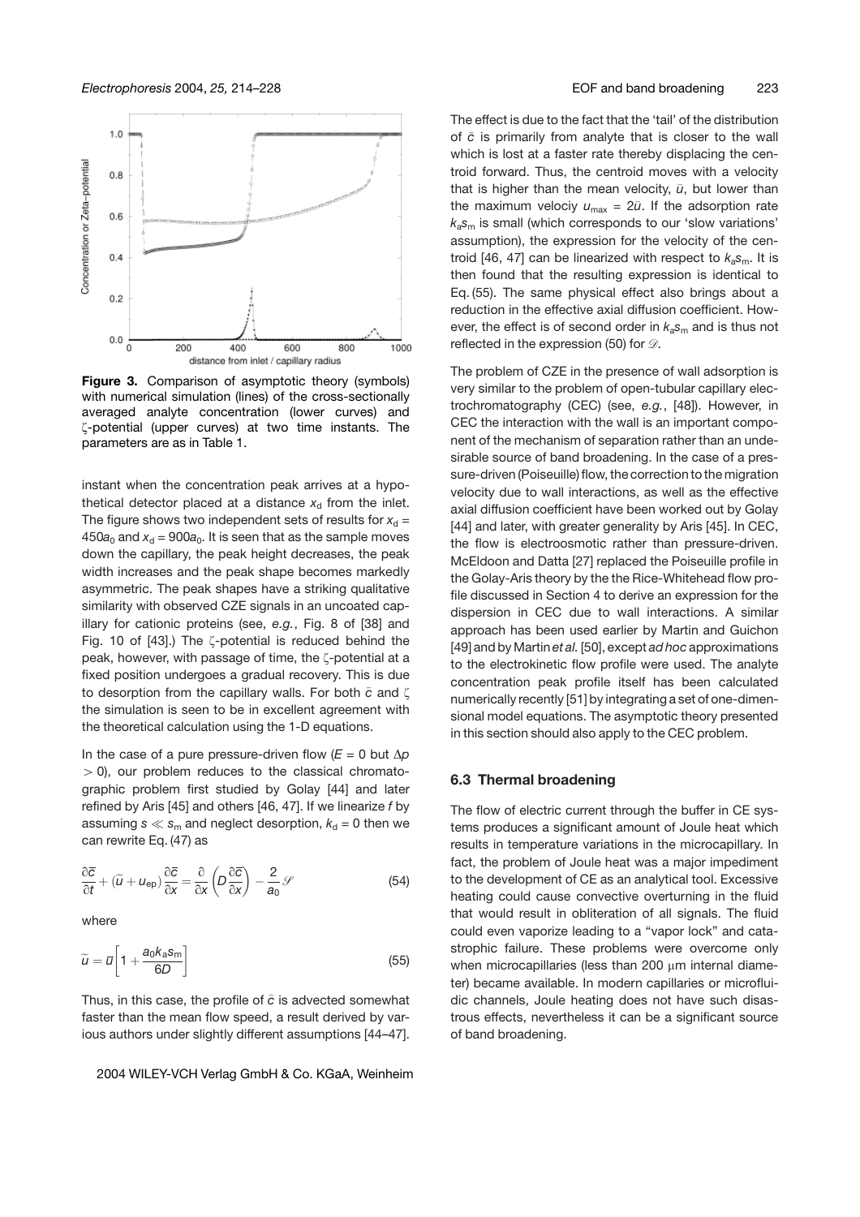**Figure 3.** Comparison of asymptotic theory (symbols) with numerical simulation (lines) of the cross-sectionally averaged analyte concentration (lower curves) and ζ-potential (upper curves) at two time instants. The parameters are as in Table 1.

instant when the concentration peak arrives at a hypothetical detector placed at a distance $x_d$ from the inlet. The figure shows two independent sets of results for $x_d = 450a_0$ and $x_d = 900a_0$. It is seen that as the sample moves down the capillary, the peak height decreases, the peak width increases and the peak shape becomes markedly asymmetric. The peak shapes have a striking qualitative similarity with observed CZE signals in an uncoated capillary for cationic proteins (see, *e.g.*, Fig. 8 of [38] and Fig. 10 of [43].) The ζ-potential is reduced behind the peak, however, with passage of time, the ζ-potential at a fixed position undergoes a gradual recovery. This is due to desorption from the capillary walls. For both $\bar{c}$ and ζ the simulation is seen to be in excellent agreement with the theoretical calculation using the 1-D equations.

In the case of a pure pressure-driven flow ($E = 0$ but $\Delta p > 0$), our problem reduces to the classical chromatographic problem first studied by Golay [44] and later refined by Aris [45] and others [46, 47]. If we linearize $f$ by assuming $s \ll s_m$ and neglect desorption, $k_d = 0$ then we can rewrite Eq. (47) as

$$\frac{\partial \bar{c}}{\partial t} + (\tilde{u} + u_{ep}) \frac{\partial \bar{c}}{\partial x} = \frac{\partial}{\partial x}\left(D \frac{\partial \bar{c}}{\partial x}\right) - \frac{2}{a_0}\mathscr{S} \tag{54}$$

where

$$\tilde{u} = \bar{u}\left[1 + \frac{a_0 k_a s_m}{6D}\right] \tag{55}$$

Thus, in this case, the profile of $\bar{c}$ is advected somewhat faster than the mean flow speed, a result derived by various authors under slightly different assumptions [44–47]. The effect is due to the fact that the 'tail' of the distribution of $\bar{c}$ is primarily from analyte that is closer to the wall which is lost at a faster rate thereby displacing the centroid forward. Thus, the centroid moves with a velocity that is higher than the mean velocity, $\bar{u}$, but lower than the maximum velociy $u_{max} = 2\bar{u}$. If the adsorption rate $k_a s_m$ is small (which corresponds to our 'slow variations' assumption), the expression for the velocity of the centroid [46, 47] can be linearized with respect to $k_a s_m$. It is then found that the resulting expression is identical to Eq. (55). The same physical effect also brings about a reduction in the effective axial diffusion coefficient. However, the effect is of second order in $k_a s_m$ and is thus not reflected in the expression (50) for $\mathscr{D}$.

The problem of CZE in the presence of wall adsorption is very similar to the problem of open-tubular capillary electrochromatography (CEC) (see, *e.g.*, [48]). However, in CEC the interaction with the wall is an important component of the mechanism of separation rather than an undesirable source of band broadening. In the case of a pressure-driven (Poiseuille) flow, the correction to the migration velocity due to wall interactions, as well as the effective axial diffusion coefficient have been worked out by Golay [44] and later, with greater generality by Aris [45]. In CEC, the flow is electroosmotic rather than pressure-driven. McEldoon and Datta [27] replaced the Poiseuille profile in the Golay-Aris theory by the the Rice-Whitehead flow profile discussed in Section 4 to derive an expression for the dispersion in CEC due to wall interactions. A similar approach has been used earlier by Martin and Guichon [49] and by Martin *et al.* [50], except *ad hoc* approximations to the electrokinetic flow profile were used. The analyte concentration peak profile itself has been calculated numerically recently [51] by integrating a set of one-dimensional model equations. The asymptotic theory presented in this section should also apply to the CEC problem.

### 6.3 Thermal broadening

The flow of electric current through the buffer in CE systems produces a significant amount of Joule heat which results in temperature variations in the microcapillary. In fact, the problem of Joule heat was a major impediment to the development of CE as an analytical tool. Excessive heating could cause convective overturning in the fluid that would result in obliteration of all signals. The fluid could even vaporize leading to a "vapor lock" and catastrophic failure. These problems were overcome only when microcapillaries (less than 200 μm internal diameter) became available. In modern capillaries or microfluidic channels, Joule heating does not have such disastrous effects, nevertheless it can be a significant source of band broadening.

2004 WILEY-VCH Verlag GmbH & Co. KGaA, Weinheim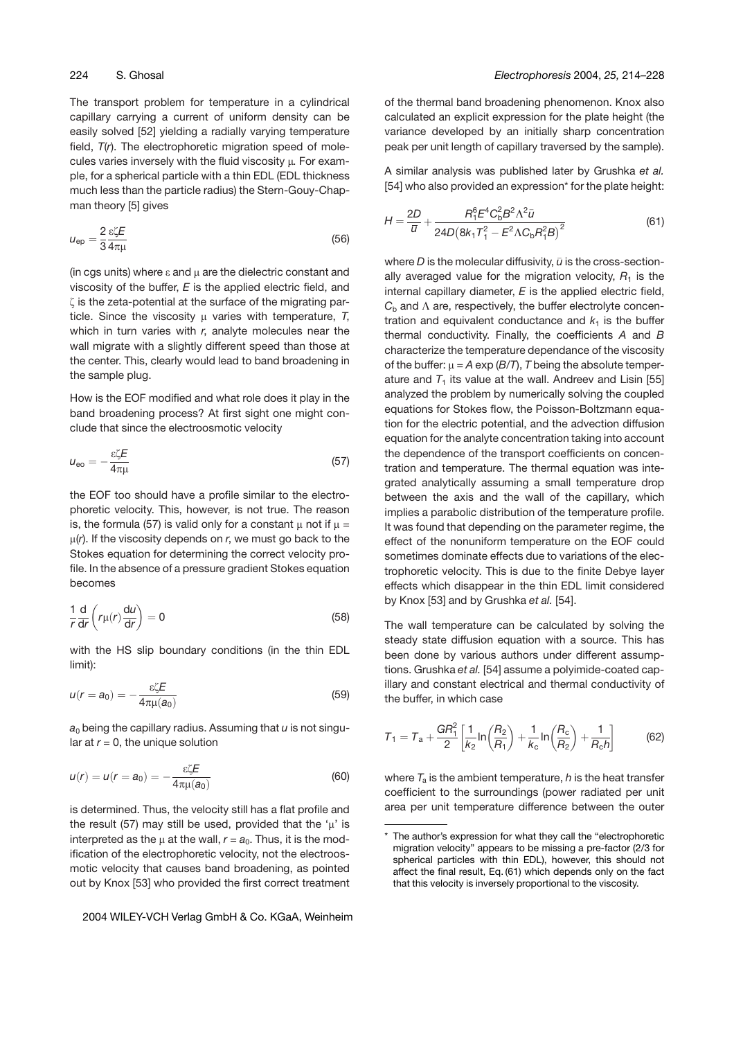The transport problem for temperature in a cylindrical capillary carrying a current of uniform density can be easily solved [52] yielding a radially varying temperature field, $T(r)$. The electrophoretic migration speed of molecules varies inversely with the fluid viscosity $\mu$. For example, for a spherical particle with a thin EDL (EDL thickness much less than the particle radius) the Stern-Gouy-Chapman theory [5] gives

$$u_{\mathrm{ep}} = \frac{2}{3}\frac{\varepsilon\zeta E}{4\pi\mu} \tag{56}$$

(in cgs units) where $\varepsilon$ and $\mu$ are the dielectric constant and viscosity of the buffer, $E$ is the applied electric field, and $\zeta$ is the zeta-potential at the surface of the migrating particle. Since the viscosity $\mu$ varies with temperature, $T$, which in turn varies with $r$, analyte molecules near the wall migrate with a slightly different speed than those at the center. This, clearly would lead to band broadening in the sample plug.

How is the EOF modified and what role does it play in the band broadening process? At first sight one might conclude that since the electroosmotic velocity

$$u_{\mathrm{eo}} = -\frac{\varepsilon\zeta E}{4\pi\mu} \tag{57}$$

the EOF too should have a profile similar to the electrophoretic velocity. This, however, is not true. The reason is, the formula (57) is valid only for a constant $\mu$ not if $\mu = \mu(r)$. If the viscosity depends on $r$, we must go back to the Stokes equation for determining the correct velocity profile. In the absence of a pressure gradient Stokes equation becomes

$$\frac{1}{r}\frac{\mathrm{d}}{\mathrm{d}r}\left(r\mu(r)\frac{\mathrm{d}u}{\mathrm{d}r}\right) = 0 \tag{58}$$

with the HS slip boundary conditions (in the thin EDL limit):

$$u(r = a_0) = -\frac{\varepsilon\zeta E}{4\pi\mu(a_0)} \tag{59}$$

$a_0$ being the capillary radius. Assuming that $u$ is not singular at $r = 0$, the unique solution

$$u(r) = u(r = a_0) = -\frac{\varepsilon\zeta E}{4\pi\mu(a_0)} \tag{60}$$

is determined. Thus, the velocity still has a flat profile and the result (57) may still be used, provided that the '$\mu$' is interpreted as the $\mu$ at the wall, $r = a_0$. Thus, it is the modification of the electrophoretic velocity, not the electroosmotic velocity that causes band broadening, as pointed out by Knox [53] who provided the first correct treatment of the thermal band broadening phenomenon. Knox also calculated an explicit expression for the plate height (the variance developed by an initially sharp concentration peak per unit length of capillary traversed by the sample).

A similar analysis was published later by Grushka *et al.* [54] who also provided an expression* for the plate height:

$$H = \frac{2D}{\bar{u}} + \frac{R_1^6 E^4 C_\mathrm{b}^2 B^2 \Lambda^2 \bar{u}}{24D\left(8k_1 T_1^2 - E^2\Lambda C_\mathrm{b} R_1^2 B\right)^2} \tag{61}$$

where $D$ is the molecular diffusivity, $\bar{u}$ is the cross-sectionally averaged value for the migration velocity, $R_1$ is the internal capillary diameter, $E$ is the applied electric field, $C_\mathrm{b}$ and $\Lambda$ are, respectively, the buffer electrolyte concentration and equivalent conductance and $k_1$ is the buffer thermal conductivity. Finally, the coefficients $A$ and $B$ characterize the temperature dependance of the viscosity of the buffer: $\mu = A\exp(B/T)$, $T$ being the absolute temperature and $T_1$ its value at the wall. Andreev and Lisin [55] analyzed the problem by numerically solving the coupled equations for Stokes flow, the Poisson-Boltzmann equation for the electric potential, and the advection diffusion equation for the analyte concentration taking into account the dependence of the transport coefficients on concentration and temperature. The thermal equation was integrated analytically assuming a small temperature drop between the axis and the wall of the capillary, which implies a parabolic distribution of the temperature profile. It was found that depending on the parameter regime, the effect of the nonuniform temperature on the EOF could sometimes dominate effects due to variations of the electrophoretic velocity. This is due to the finite Debye layer effects which disappear in the thin EDL limit considered by Knox [53] and by Grushka *et al.* [54].

The wall temperature can be calculated by solving the steady state diffusion equation with a source. This has been done by various authors under different assumptions. Grushka *et al.* [54] assume a polyimide-coated capillary and constant electrical and thermal conductivity of the buffer, in which case

$$T_1 = T_\mathrm{a} + \frac{GR_1^2}{2}\left[\frac{1}{k_2}\ln\left(\frac{R_2}{R_1}\right) + \frac{1}{k_\mathrm{c}}\ln\left(\frac{R_\mathrm{c}}{R_2}\right) + \frac{1}{R_\mathrm{c}h}\right] \tag{62}$$

where $T_\mathrm{a}$ is the ambient temperature, $h$ is the heat transfer coefficient to the surroundings (power radiated per unit area per unit temperature difference between the outer

\* The author's expression for what they call the "electrophoretic migration velocity" appears to be missing a pre-factor (2/3 for spherical particles with thin EDL), however, this should not affect the final result, Eq. (61) which depends only on the fact that this velocity is inversely proportional to the viscosity.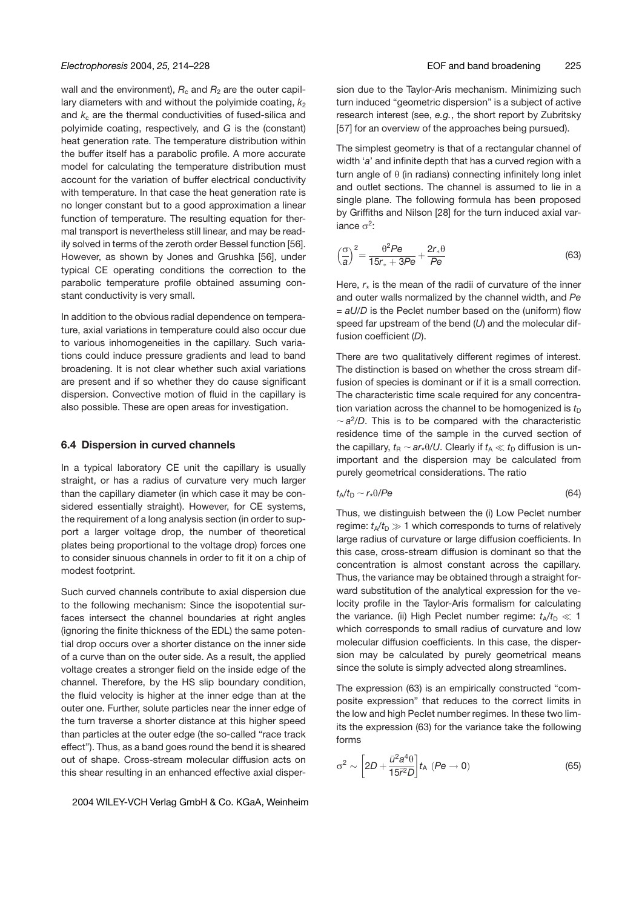wall and the environment), $R_c$ and $R_2$ are the outer capillary diameters with and without the polyimide coating, $k_2$ and $k_c$ are the thermal conductivities of fused-silica and polyimide coating, respectively, and $G$ is the (constant) heat generation rate. The temperature distribution within the buffer itself has a parabolic profile. A more accurate model for calculating the temperature distribution must account for the variation of buffer electrical conductivity with temperature. In that case the heat generation rate is no longer constant but to a good approximation a linear function of temperature. The resulting equation for thermal transport is nevertheless still linear, and may be readily solved in terms of the zeroth order Bessel function [56]. However, as shown by Jones and Grushka [56], under typical CE operating conditions the correction to the parabolic temperature profile obtained assuming constant conductivity is very small.

In addition to the obvious radial dependence on temperature, axial variations in temperature could also occur due to various inhomogeneities in the capillary. Such variations could induce pressure gradients and lead to band broadening. It is not clear whether such axial variations are present and if so whether they do cause significant dispersion. Convective motion of fluid in the capillary is also possible. These are open areas for investigation.

### 6.4 Dispersion in curved channels

In a typical laboratory CE unit the capillary is usually straight, or has a radius of curvature very much larger than the capillary diameter (in which case it may be considered essentially straight). However, for CE systems, the requirement of a long analysis section (in order to support a larger voltage drop, the number of theoretical plates being proportional to the voltage drop) forces one to consider sinuous channels in order to fit it on a chip of modest footprint.

Such curved channels contribute to axial dispersion due to the following mechanism: Since the isopotential surfaces intersect the channel boundaries at right angles (ignoring the finite thickness of the EDL) the same potential drop occurs over a shorter distance on the inner side of a curve than on the outer side. As a result, the applied voltage creates a stronger field on the inside edge of the channel. Therefore, by the HS slip boundary condition, the fluid velocity is higher at the inner edge than at the outer one. Further, solute particles near the inner edge of the turn traverse a shorter distance at this higher speed than particles at the outer edge (the so-called "race track effect"). Thus, as a band goes round the bend it is sheared out of shape. Cross-stream molecular diffusion acts on this shear resulting in an enhanced effective axial dispersion due to the Taylor-Aris mechanism. Minimizing such turn induced "geometric dispersion" is a subject of active research interest (see, *e.g.*, the short report by Zubritsky [57] for an overview of the approaches being pursued).

The simplest geometry is that of a rectangular channel of width '$a$' and infinite depth that has a curved region with a turn angle of $\theta$ (in radians) connecting infinitely long inlet and outlet sections. The channel is assumed to lie in a single plane. The following formula has been proposed by Griffiths and Nilson [28] for the turn induced axial variance $\sigma^2$:

$$\left(\frac{\sigma}{a}\right)^2 = \frac{\theta^2 Pe}{15 r_* + 3Pe} + \frac{2 r_* \theta}{Pe} \tag{63}$$

Here, $r_*$ is the mean of the radii of curvature of the inner and outer walls normalized by the channel width, and $Pe = aU/D$ is the Peclet number based on the (uniform) flow speed far upstream of the bend ($U$) and the molecular diffusion coefficient ($D$).

There are two qualitatively different regimes of interest. The distinction is based on whether the cross stream diffusion of species is dominant or if it is a small correction. The characteristic time scale required for any concentration variation across the channel to be homogenized is $t_D \sim a^2/D$. This is to be compared with the characteristic residence time of the sample in the curved section of the capillary, $t_R \sim a r_* \theta/U$. Clearly if $t_A \ll t_D$ diffusion is unimportant and the dispersion may be calculated from purely geometrical considerations. The ratio

$$t_A/t_D \sim r_* \theta / Pe \tag{64}$$

Thus, we distinguish between the (i) Low Peclet number regime: $t_A/t_D \gg 1$ which corresponds to turns of relatively large radius of curvature or large diffusion coefficients. In this case, cross-stream diffusion is dominant so that the concentration is almost constant across the capillary. Thus, the variance may be obtained through a straight forward substitution of the analytical expression for the velocity profile in the Taylor-Aris formalism for calculating the variance. (ii) High Peclet number regime: $t_A/t_D \ll 1$ which corresponds to small radius of curvature and low molecular diffusion coefficients. In this case, the dispersion may be calculated by purely geometrical means since the solute is simply advected along streamlines.

The expression (63) is an empirically constructed "composite expression" that reduces to the correct limits in the low and high Peclet number regimes. In these two limits the expression (63) for the variance take the following forms

$$\sigma^2 \sim \left[2D + \frac{\bar{u}^2 a^4 \theta}{15 \bar{r}^2 D}\right] t_A \ (Pe \to 0) \tag{65}$$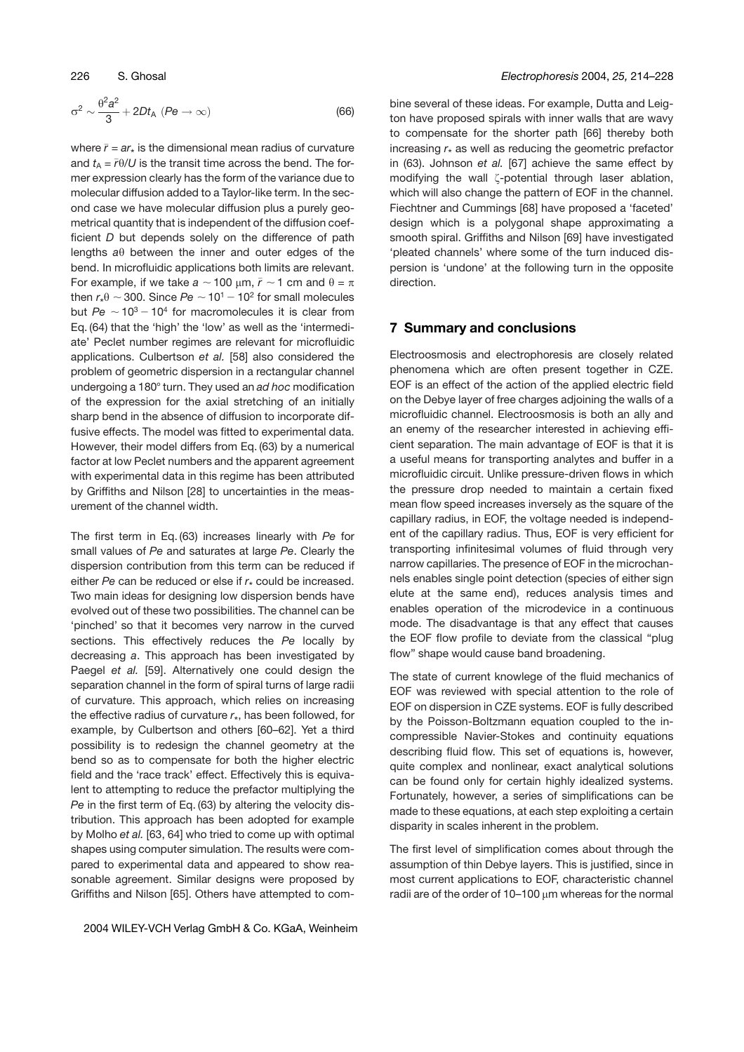$$\sigma^2 \sim \frac{\theta^2 a^2}{3} + 2Dt_A \ (Pe \to \infty) \tag{66}$$

where $\bar{r} = ar_*$ is the dimensional mean radius of curvature and $t_A = \bar{r}\theta/U$ is the transit time across the bend. The former expression clearly has the form of the variance due to molecular diffusion added to a Taylor-like term. In the second case we have molecular diffusion plus a purely geometrical quantity that is independent of the diffusion coefficient $D$ but depends solely on the difference of path lengths $a\theta$ between the inner and outer edges of the bend. In microfluidic applications both limits are relevant. For example, if we take $a \sim 100$ μm, $\bar{r} \sim 1$ cm and $\theta = \pi$ then $r_*\theta \sim 300$. Since $Pe \sim 10^1 - 10^2$ for small molecules but $Pe \sim 10^3 - 10^4$ for macromolecules it is clear from Eq. (64) that the 'high' the 'low' as well as the 'intermediate' Peclet number regimes are relevant for microfluidic applications. Culbertson *et al.* [58] also considered the problem of geometric dispersion in a rectangular channel undergoing a 180° turn. They used an *ad hoc* modification of the expression for the axial stretching of an initially sharp bend in the absence of diffusion to incorporate diffusive effects. The model was fitted to experimental data. However, their model differs from Eq. (63) by a numerical factor at low Peclet numbers and the apparent agreement with experimental data in this regime has been attributed by Griffiths and Nilson [28] to uncertainties in the measurement of the channel width.

The first term in Eq. (63) increases linearly with $Pe$ for small values of $Pe$ and saturates at large $Pe$. Clearly the dispersion contribution from this term can be reduced if either $Pe$ can be reduced or else if $r_*$ could be increased. Two main ideas for designing low dispersion bends have evolved out of these two possibilities. The channel can be 'pinched' so that it becomes very narrow in the curved sections. This effectively reduces the $Pe$ locally by decreasing $a$. This approach has been investigated by Paegel *et al.* [59]. Alternatively one could design the separation channel in the form of spiral turns of large radii of curvature. This approach, which relies on increasing the effective radius of curvature $r_*$, has been followed, for example, by Culbertson and others [60–62]. Yet a third possibility is to redesign the channel geometry at the bend so as to compensate for both the higher electric field and the 'race track' effect. Effectively this is equivalent to attempting to reduce the prefactor multiplying the $Pe$ in the first term of Eq. (63) by altering the velocity distribution. This approach has been adopted for example by Molho *et al.* [63, 64] who tried to come up with optimal shapes using computer simulation. The results were compared to experimental data and appeared to show reasonable agreement. Similar designs were proposed by Griffiths and Nilson [65]. Others have attempted to combine several of these ideas. For example, Dutta and Leigton have proposed spirals with inner walls that are wavy to compensate for the shorter path [66] thereby both increasing $r_*$ as well as reducing the geometric prefactor in (63). Johnson *et al.* [67] achieve the same effect by modifying the wall ζ-potential through laser ablation, which will also change the pattern of EOF in the channel. Fiechtner and Cummings [68] have proposed a 'faceted' design which is a polygonal shape approximating a smooth spiral. Griffiths and Nilson [69] have investigated 'pleated channels' where some of the turn induced dispersion is 'undone' at the following turn in the opposite direction.

## 7 Summary and conclusions

Electroosmosis and electrophoresis are closely related phenomena which are often present together in CZE. EOF is an effect of the action of the applied electric field on the Debye layer of free charges adjoining the walls of a microfluidic channel. Electroosmosis is both an ally and an enemy of the researcher interested in achieving efficient separation. The main advantage of EOF is that it is a useful means for transporting analytes and buffer in a microfluidic circuit. Unlike pressure-driven flows in which the pressure drop needed to maintain a certain fixed mean flow speed increases inversely as the square of the capillary radius, in EOF, the voltage needed is independent of the capillary radius. Thus, EOF is very efficient for transporting infinitesimal volumes of fluid through very narrow capillaries. The presence of EOF in the microchannels enables single point detection (species of either sign elute at the same end), reduces analysis times and enables operation of the microdevice in a continuous mode. The disadvantage is that any effect that causes the EOF flow profile to deviate from the classical "plug flow" shape would cause band broadening.

The state of current knowlege of the fluid mechanics of EOF was reviewed with special attention to the role of EOF on dispersion in CZE systems. EOF is fully described by the Poisson-Boltzmann equation coupled to the incompressible Navier-Stokes and continuity equations describing fluid flow. This set of equations is, however, quite complex and nonlinear, exact analytical solutions can be found only for certain highly idealized systems. Fortunately, however, a series of simplifications can be made to these equations, at each step exploiting a certain disparity in scales inherent in the problem.

The first level of simplification comes about through the assumption of thin Debye layers. This is justified, since in most current applications to EOF, characteristic channel radii are of the order of 10–100 μm whereas for the normal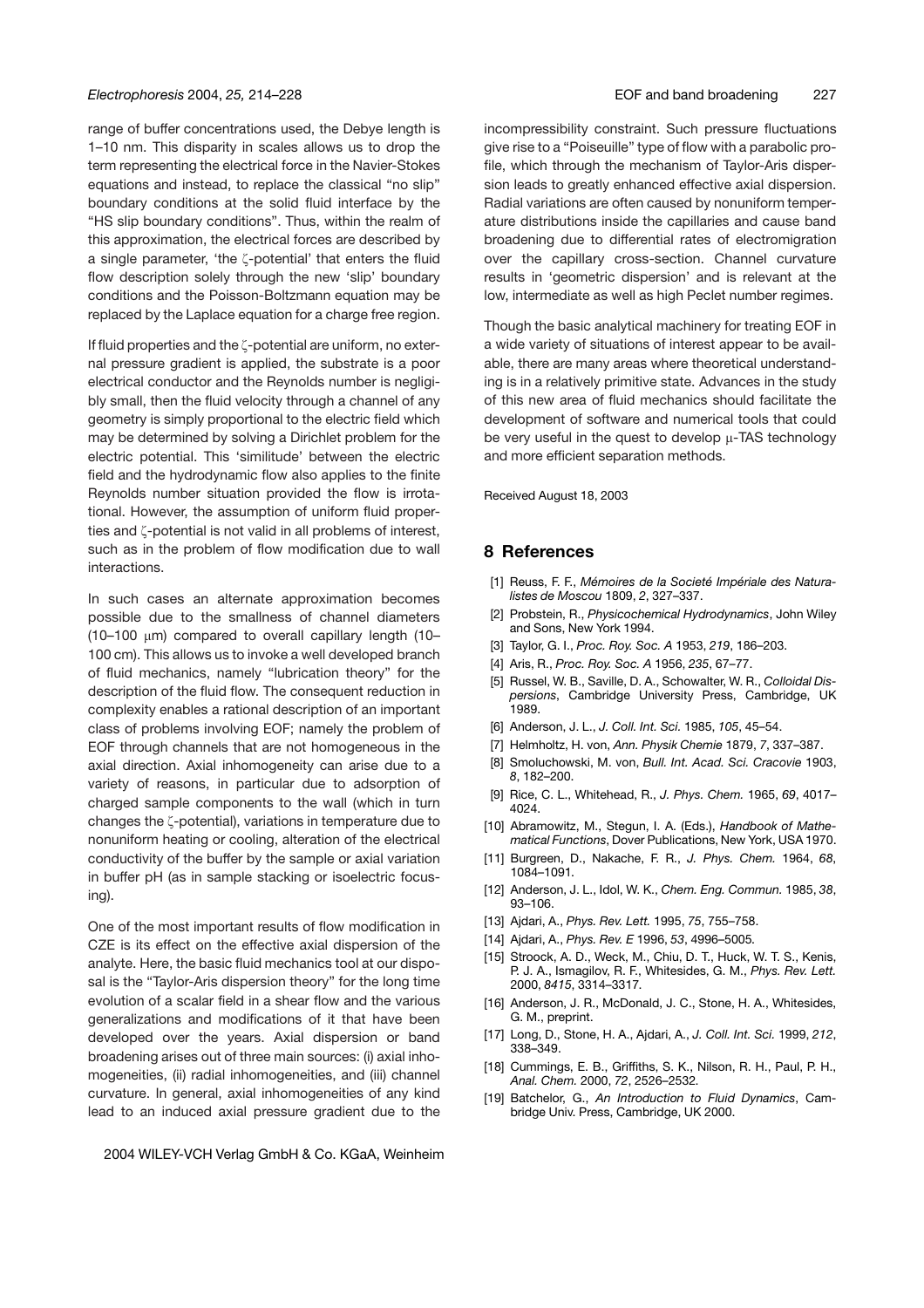range of buffer concentrations used, the Debye length is 1–10 nm. This disparity in scales allows us to drop the term representing the electrical force in the Navier-Stokes equations and instead, to replace the classical "no slip" boundary conditions at the solid fluid interface by the "HS slip boundary conditions". Thus, within the realm of this approximation, the electrical forces are described by a single parameter, 'the $\zeta$-potential' that enters the fluid flow description solely through the new 'slip' boundary conditions and the Poisson-Boltzmann equation may be replaced by the Laplace equation for a charge free region.

If fluid properties and the $\zeta$-potential are uniform, no external pressure gradient is applied, the substrate is a poor electrical conductor and the Reynolds number is negligibly small, then the fluid velocity through a channel of any geometry is simply proportional to the electric field which may be determined by solving a Dirichlet problem for the electric potential. This 'similitude' between the electric field and the hydrodynamic flow also applies to the finite Reynolds number situation provided the flow is irrotational. However, the assumption of uniform fluid properties and $\zeta$-potential is not valid in all problems of interest, such as in the problem of flow modification due to wall interactions.

In such cases an alternate approximation becomes possible due to the smallness of channel diameters (10–100 μm) compared to overall capillary length (10–100 cm). This allows us to invoke a well developed branch of fluid mechanics, namely "lubrication theory" for the description of the fluid flow. The consequent reduction in complexity enables a rational description of an important class of problems involving EOF; namely the problem of EOF through channels that are not homogeneous in the axial direction. Axial inhomogeneity can arise due to a variety of reasons, in particular due to adsorption of charged sample components to the wall (which in turn changes the $\zeta$-potential), variations in temperature due to nonuniform heating or cooling, alteration of the electrical conductivity of the buffer by the sample or axial variation in buffer pH (as in sample stacking or isoelectric focusing).

One of the most important results of flow modification in CZE is its effect on the effective axial dispersion of the analyte. Here, the basic fluid mechanics tool at our disposal is the "Taylor-Aris dispersion theory" for the long time evolution of a scalar field in a shear flow and the various generalizations and modifications of it that have been developed over the years. Axial dispersion or band broadening arises out of three main sources: (i) axial inhomogeneities, (ii) radial inhomogeneities, and (iii) channel curvature. In general, axial inhomogeneities of any kind lead to an induced axial pressure gradient due to the incompressibility constraint. Such pressure fluctuations give rise to a "Poiseuille" type of flow with a parabolic profile, which through the mechanism of Taylor-Aris dispersion leads to greatly enhanced effective axial dispersion. Radial variations are often caused by nonuniform temperature distributions inside the capillaries and cause band broadening due to differential rates of electromigration over the capillary cross-section. Channel curvature results in 'geometric dispersion' and is relevant at the low, intermediate as well as high Peclet number regimes.

Though the basic analytical machinery for treating EOF in a wide variety of situations of interest appear to be available, there are many areas where theoretical understanding is in a relatively primitive state. Advances in the study of this new area of fluid mechanics should facilitate the development of software and numerical tools that could be very useful in the quest to develop μ-TAS technology and more efficient separation methods.

Received August 18, 2003

## 8 References

[1] Reuss, F. F., *Mémoires de la Societé Impériale des Naturalistes de Moscou* 1809, *2*, 327–337.

[2] Probstein, R., *Physicochemical Hydrodynamics*, John Wiley and Sons, New York 1994.

[3] Taylor, G. I., *Proc. Roy. Soc. A* 1953, *219*, 186–203.

[4] Aris, R., *Proc. Roy. Soc. A* 1956, *235*, 67–77.

[5] Russel, W. B., Saville, D. A., Schowalter, W. R., *Colloidal Dispersions*, Cambridge University Press, Cambridge, UK 1989.

[6] Anderson, J. L., *J. Coll. Int. Sci.* 1985, *105*, 45–54.

[7] Helmholtz, H. von, *Ann. Physik Chemie* 1879, *7*, 337–387.

[8] Smoluchowski, M. von, *Bull. Int. Acad. Sci. Cracovie* 1903, *8*, 182–200.

[9] Rice, C. L., Whitehead, R., *J. Phys. Chem.* 1965, *69*, 4017–4024.

[10] Abramowitz, M., Stegun, I. A. (Eds.), *Handbook of Mathematical Functions*, Dover Publications, New York, USA 1970.

[11] Burgreen, D., Nakache, F. R., *J. Phys. Chem.* 1964, *68*, 1084–1091.

[12] Anderson, J. L., Idol, W. K., *Chem. Eng. Commun.* 1985, *38*, 93–106.

[13] Ajdari, A., *Phys. Rev. Lett.* 1995, *75*, 755–758.

[14] Ajdari, A., *Phys. Rev. E* 1996, *53*, 4996–5005.

[15] Stroock, A. D., Weck, M., Chiu, D. T., Huck, W. T. S., Kenis, P. J. A., Ismagilov, R. F., Whitesides, G. M., *Phys. Rev. Lett.* 2000, *8415*, 3314–3317.

[16] Anderson, J. R., McDonald, J. C., Stone, H. A., Whitesides, G. M., preprint.

[17] Long, D., Stone, H. A., Ajdari, A., *J. Coll. Int. Sci.* 1999, *212*, 338–349.

[18] Cummings, E. B., Griffiths, S. K., Nilson, R. H., Paul, P. H., *Anal. Chem.* 2000, *72*, 2526–2532.

[19] Batchelor, G., *An Introduction to Fluid Dynamics*, Cambridge Univ. Press, Cambridge, UK 2000.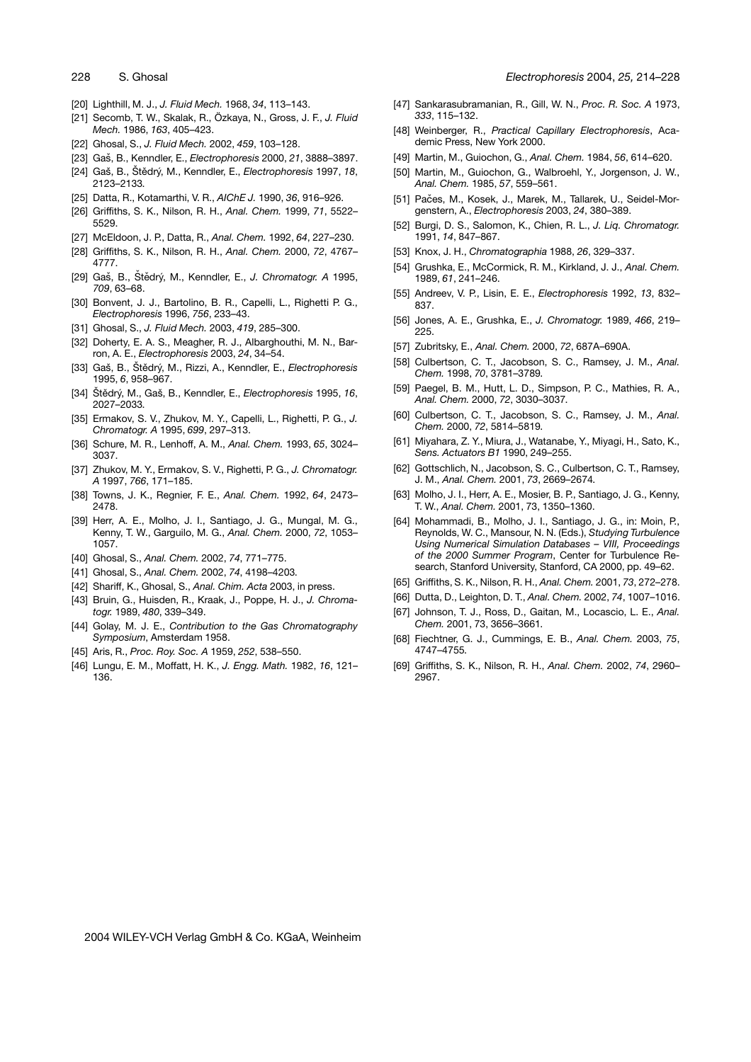[20] Lighthill, M. J., *J. Fluid Mech.* 1968, *34*, 113–143.

[21] Secomb, T. W., Skalak, R., Özkaya, N., Gross, J. F., *J. Fluid Mech.* 1986, *163*, 405–423.

[22] Ghosal, S., *J. Fluid Mech.* 2002, *459*, 103–128.

[23] Gaš, B., Kenndler, E., *Electrophoresis* 2000, *21*, 3888–3897.

[24] Gaš, B., Štědrý, M., Kenndler, E., *Electrophoresis* 1997, *18*, 2123–2133.

[25] Datta, R., Kotamarthi, V. R., *AIChE J.* 1990, *36*, 916–926.

[26] Griffiths, S. K., Nilson, R. H., *Anal. Chem.* 1999, *71*, 5522–5529.

[27] McEldoon, J. P., Datta, R., *Anal. Chem.* 1992, *64*, 227–230.

[28] Griffiths, S. K., Nilson, R. H., *Anal. Chem.* 2000, *72*, 4767–4777.

[29] Gaš, B., Štědrý, M., Kenndler, E., *J. Chromatogr. A* 1995, *709*, 63–68.

[30] Bonvent, J. J., Bartolino, B. R., Capelli, L., Righetti P. G., *Electrophoresis* 1996, *756*, 233–43.

[31] Ghosal, S., *J. Fluid Mech.* 2003, *419*, 285–300.

[32] Doherty, E. A. S., Meagher, R. J., Albarghouthi, M. N., Barron, A. E., *Electrophoresis* 2003, *24*, 34–54.

[33] Gaš, B., Štědrý, M., Rizzi, A., Kenndler, E., *Electrophoresis* 1995, *6*, 958–967.

[34] Štědrý, M., Gaš, B., Kenndler, E., *Electrophoresis* 1995, *16*, 2027–2033.

[35] Ermakov, S. V., Zhukov, M. Y., Capelli, L., Righetti, P. G., *J. Chromatogr. A* 1995, *699*, 297–313.

[36] Schure, M. R., Lenhoff, A. M., *Anal. Chem.* 1993, *65*, 3024–3037.

[37] Zhukov, M. Y., Ermakov, S. V., Righetti, P. G., *J. Chromatogr. A* 1997, *766*, 171–185.

[38] Towns, J. K., Regnier, F. E., *Anal. Chem.* 1992, *64*, 2473–2478.

[39] Herr, A. E., Molho, J. I., Santiago, J. G., Mungal, M. G., Kenny, T. W., Garguilo, M. G., *Anal. Chem.* 2000, *72*, 1053–1057.

[40] Ghosal, S., *Anal. Chem.* 2002, *74*, 771–775.

[41] Ghosal, S., *Anal. Chem.* 2002, *74*, 4198–4203.

[42] Shariff, K., Ghosal, S., *Anal. Chim. Acta* 2003, in press.

[43] Bruin, G., Huisden, R., Kraak, J., Poppe, H. J., *J. Chromatogr.* 1989, *480*, 339–349.

[44] Golay, M. J. E., *Contribution to the Gas Chromatography Symposium*, Amsterdam 1958.

[45] Aris, R., *Proc. Roy. Soc. A* 1959, *252*, 538–550.

[46] Lungu, E. M., Moffatt, H. K., *J. Engg. Math.* 1982, *16*, 121–136.

[47] Sankarasubramanian, R., Gill, W. N., *Proc. R. Soc. A* 1973, *333*, 115–132.

[48] Weinberger, R., *Practical Capillary Electrophoresis*, Academic Press, New York 2000.

[49] Martin, M., Guiochon, G., *Anal. Chem.* 1984, *56*, 614–620.

[50] Martin, M., Guiochon, G., Walbroehl, Y., Jorgenson, J. W., *Anal. Chem.* 1985, *57*, 559–561.

[51] Pačes, M., Kosek, J., Marek, M., Tallarek, U., Seidel-Morgenstern, A., *Electrophoresis* 2003, *24*, 380–389.

[52] Burgi, D. S., Salomon, K., Chien, R. L., *J. Liq. Chromatogr.* 1991, *14*, 847–867.

[53] Knox, J. H., *Chromatographia* 1988, *26*, 329–337.

[54] Grushka, E., McCormick, R. M., Kirkland, J. J., *Anal. Chem.* 1989, *61*, 241–246.

[55] Andreev, V. P., Lisin, E. E., *Electrophoresis* 1992, *13*, 832–837.

[56] Jones, A. E., Grushka, E., *J. Chromatogr.* 1989, *466*, 219–225.

[57] Zubritsky, E., *Anal. Chem.* 2000, *72*, 687A–690A.

[58] Culbertson, C. T., Jacobson, S. C., Ramsey, J. M., *Anal. Chem.* 1998, *70*, 3781–3789.

[59] Paegel, B. M., Hutt, L. D., Simpson, P. C., Mathies, R. A., *Anal. Chem.* 2000, *72*, 3030–3037.

[60] Culbertson, C. T., Jacobson, S. C., Ramsey, J. M., *Anal. Chem.* 2000, *72*, 5814–5819.

[61] Miyahara, Z. Y., Miura, J., Watanabe, Y., Miyagi, H., Sato, K., *Sens. Actuators B1* 1990, 249–255.

[62] Gottschlich, N., Jacobson, S. C., Culbertson, C. T., Ramsey, J. M., *Anal. Chem.* 2001, *73*, 2669–2674.

[63] Molho, J. I., Herr, A. E., Mosier, B. P., Santiago, J. G., Kenny, T. W., *Anal. Chem.* 2001, 73, 1350–1360.

[64] Mohammadi, B., Molho, J. I., Santiago, J. G., in: Moin, P., Reynolds, W. C., Mansour, N. N. (Eds.), *Studying Turbulence Using Numerical Simulation Databases – VIII, Proceedings of the 2000 Summer Program*, Center for Turbulence Research, Stanford University, Stanford, CA 2000, pp. 49–62.

[65] Griffiths, S. K., Nilson, R. H., *Anal. Chem.* 2001, *73*, 272–278.

[66] Dutta, D., Leighton, D. T., *Anal. Chem.* 2002, *74*, 1007–1016.

[67] Johnson, T. J., Ross, D., Gaitan, M., Locascio, L. E., *Anal. Chem.* 2001, 73, 3656–3661.

[68] Fiechtner, G. J., Cummings, E. B., *Anal. Chem.* 2003, *75*, 4747–4755.

[69] Griffiths, S. K., Nilson, R. H., *Anal. Chem.* 2002, *74*, 2960–2967.